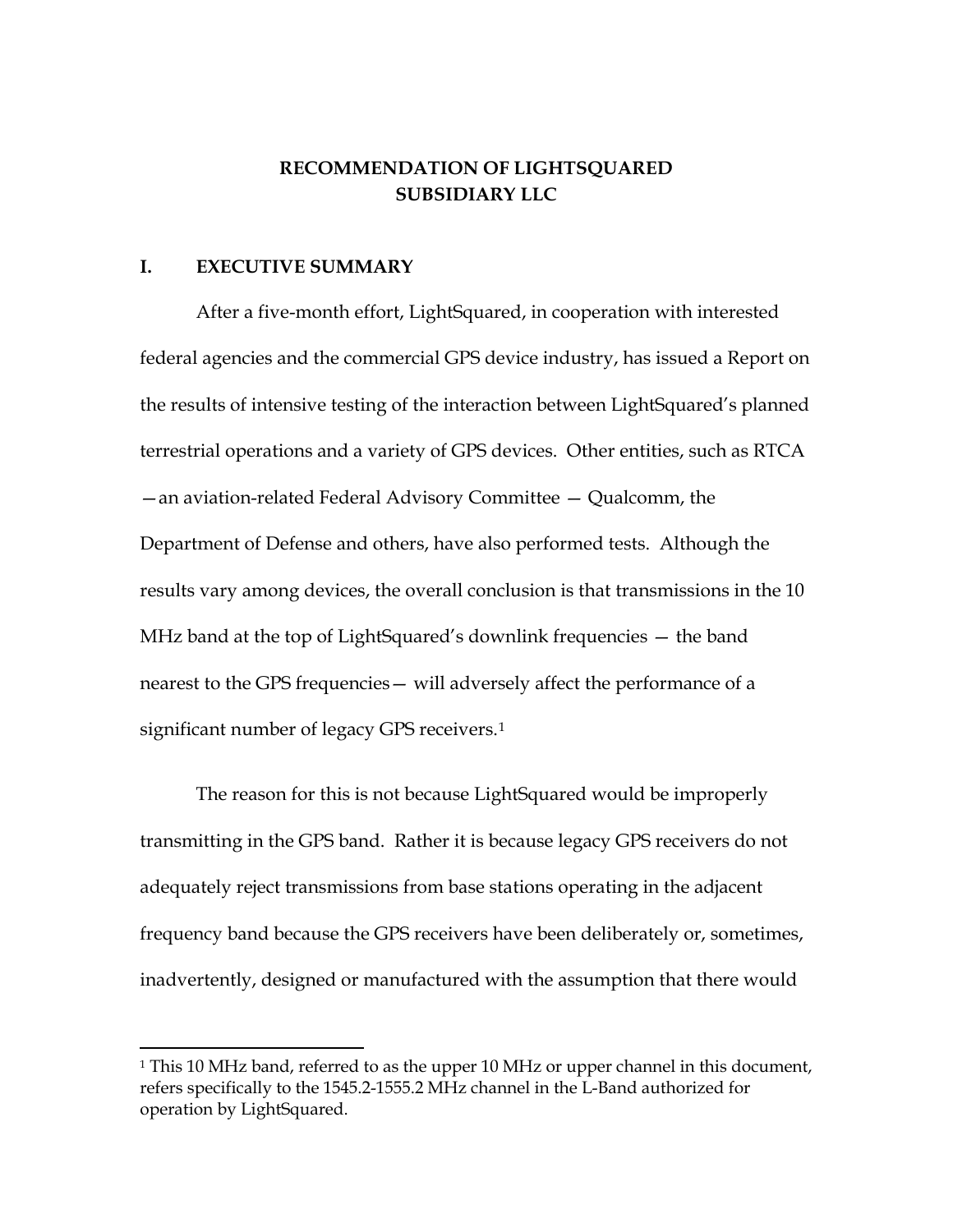# RECOMMENDATION OF LIGHTSQUARED SUBSIDIARY LLC

## I. EXECUTIVE SUMMARY

After a five-month effort, LightSquared, in cooperation with interested federal agencies and the commercial GPS device industry, has issued a Report on the results of intensive testing of the interaction between LightSquared's planned terrestrial operations and a variety of GPS devices. Other entities, such as RTCA —an aviation-related Federal Advisory Committee — Qualcomm, the Department of Defense and others, have also performed tests. Although the results vary among devices, the overall conclusion is that transmissions in the 10 MHz band at the top of LightSquared's downlink frequencies — the band nearest to the GPS frequencies— will adversely affect the performance of a significant number of legacy GPS receivers.[1]

The reason for this is not because LightSquared would be improperly transmitting in the GPS band. Rather it is because legacy GPS receivers do not adequately reject transmissions from base stations operating in the adjacent frequency band because the GPS receivers have been deliberately or, sometimes, inadvertently, designed or manufactured with the assumption that there would

---

[1] This 10 MHz band, referred to as the upper 10 MHz or upper channel in this document, refers specifically to the 1545.2-1555.2 MHz channel in the L-Band authorized for operation by LightSquared.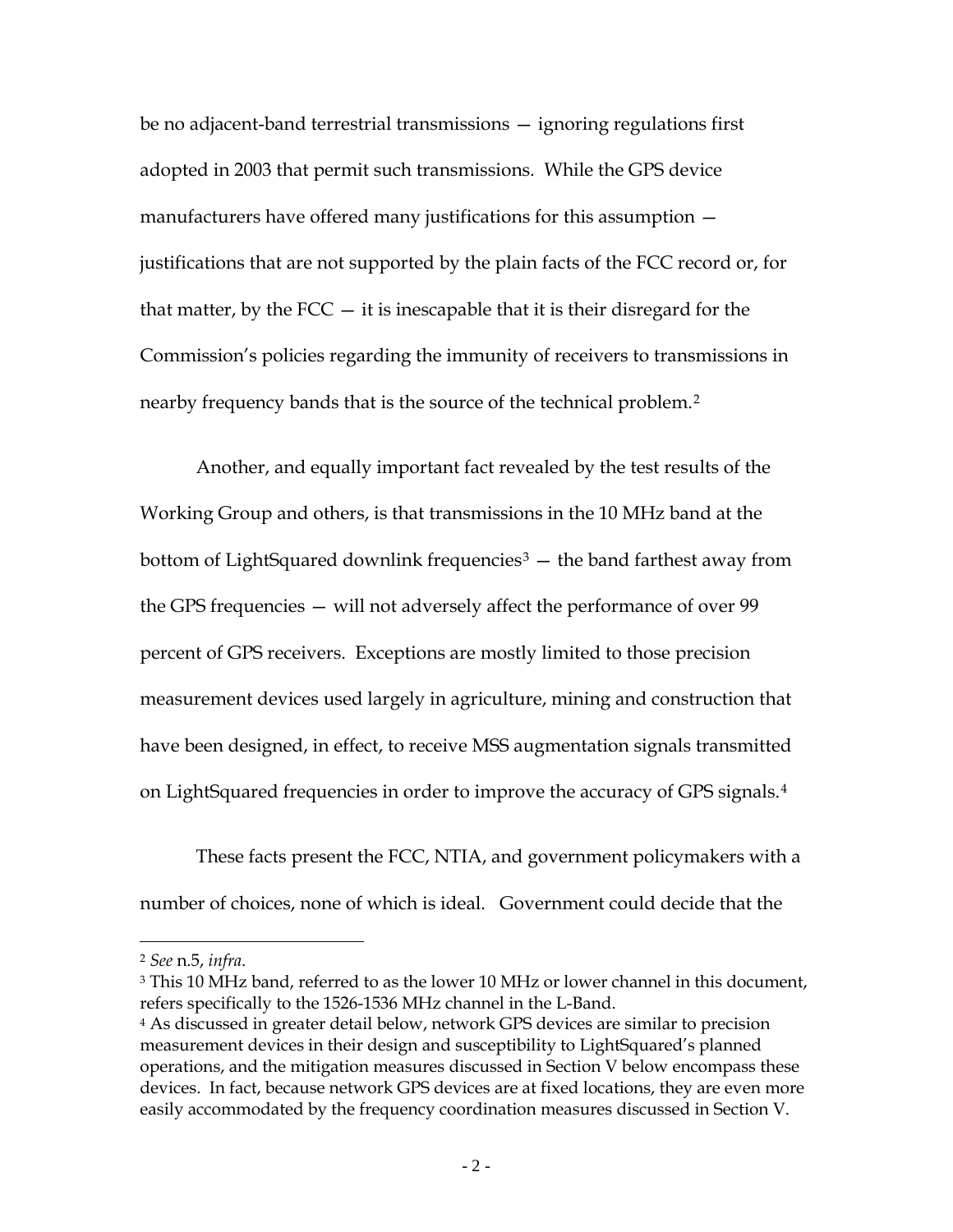be no adjacent-band terrestrial transmissions — ignoring regulations first adopted in 2003 that permit such transmissions. While the GPS device manufacturers have offered many justifications for this assumption — justifications that are not supported by the plain facts of the FCC record or, for that matter, by the FCC — it is inescapable that it is their disregard for the Commission's policies regarding the immunity of receivers to transmissions in nearby frequency bands that is the source of the technical problem.[2]

Another, and equally important fact revealed by the test results of the Working Group and others, is that transmissions in the 10 MHz band at the bottom of LightSquared downlink frequencies[3] — the band farthest away from the GPS frequencies — will not adversely affect the performance of over 99 percent of GPS receivers. Exceptions are mostly limited to those precision measurement devices used largely in agriculture, mining and construction that have been designed, in effect, to receive MSS augmentation signals transmitted on LightSquared frequencies in order to improve the accuracy of GPS signals.[4]

These facts present the FCC, NTIA, and government policymakers with a number of choices, none of which is ideal. Government could decide that the

---

[2] *See* n.5, *infra*.

[3] This 10 MHz band, referred to as the lower 10 MHz or lower channel in this document, refers specifically to the 1526-1536 MHz channel in the L-Band.

[4] As discussed in greater detail below, network GPS devices are similar to precision measurement devices in their design and susceptibility to LightSquared's planned operations, and the mitigation measures discussed in Section V below encompass these devices. In fact, because network GPS devices are at fixed locations, they are even more easily accommodated by the frequency coordination measures discussed in Section V.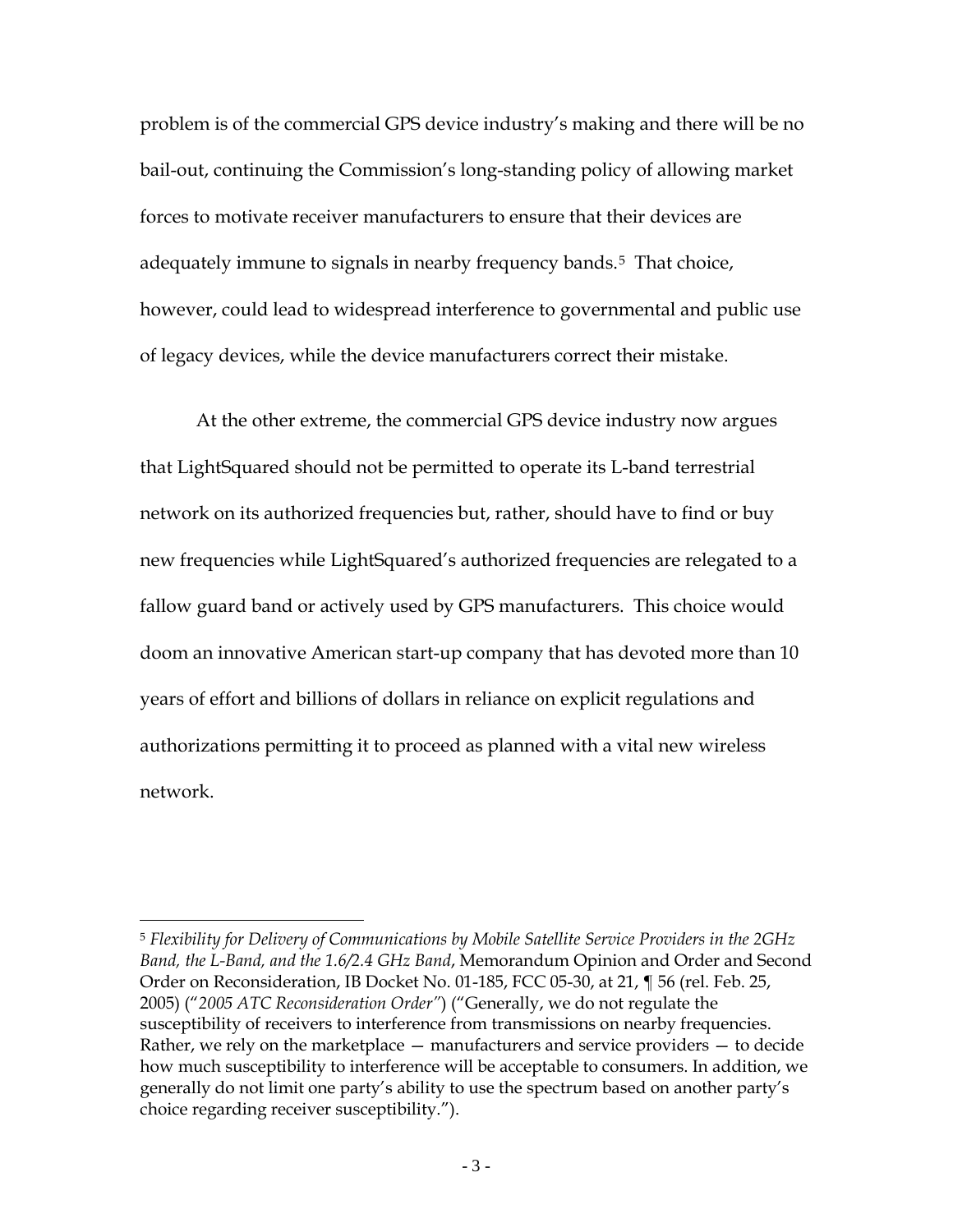problem is of the commercial GPS device industry's making and there will be no bail-out, continuing the Commission's long-standing policy of allowing market forces to motivate receiver manufacturers to ensure that their devices are adequately immune to signals in nearby frequency bands.[5] That choice, however, could lead to widespread interference to governmental and public use of legacy devices, while the device manufacturers correct their mistake.

At the other extreme, the commercial GPS device industry now argues that LightSquared should not be permitted to operate its L-band terrestrial network on its authorized frequencies but, rather, should have to find or buy new frequencies while LightSquared's authorized frequencies are relegated to a fallow guard band or actively used by GPS manufacturers. This choice would doom an innovative American start-up company that has devoted more than 10 years of effort and billions of dollars in reliance on explicit regulations and authorizations permitting it to proceed as planned with a vital new wireless network.

---

[5] *Flexibility for Delivery of Communications by Mobile Satellite Service Providers in the 2GHz Band, the L-Band, and the 1.6/2.4 GHz Band*, Memorandum Opinion and Order and Second Order on Reconsideration, IB Docket No. 01-185, FCC 05-30, at 21, ¶ 56 (rel. Feb. 25, 2005) ("*2005 ATC Reconsideration Order*") ("Generally, we do not regulate the susceptibility of receivers to interference from transmissions on nearby frequencies. Rather, we rely on the marketplace — manufacturers and service providers — to decide how much susceptibility to interference will be acceptable to consumers. In addition, we generally do not limit one party's ability to use the spectrum based on another party's choice regarding receiver susceptibility.").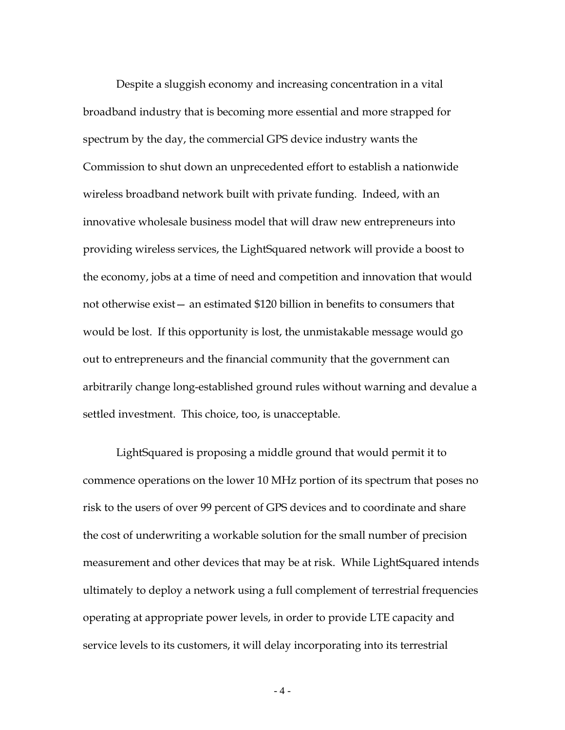Despite a sluggish economy and increasing concentration in a vital broadband industry that is becoming more essential and more strapped for spectrum by the day, the commercial GPS device industry wants the Commission to shut down an unprecedented effort to establish a nationwide wireless broadband network built with private funding. Indeed, with an innovative wholesale business model that will draw new entrepreneurs into providing wireless services, the LightSquared network will provide a boost to the economy, jobs at a time of need and competition and innovation that would not otherwise exist— an estimated $120 billion in benefits to consumers that would be lost. If this opportunity is lost, the unmistakable message would go out to entrepreneurs and the financial community that the government can arbitrarily change long-established ground rules without warning and devalue a settled investment. This choice, too, is unacceptable.

LightSquared is proposing a middle ground that would permit it to commence operations on the lower 10 MHz portion of its spectrum that poses no risk to the users of over 99 percent of GPS devices and to coordinate and share the cost of underwriting a workable solution for the small number of precision measurement and other devices that may be at risk. While LightSquared intends ultimately to deploy a network using a full complement of terrestrial frequencies operating at appropriate power levels, in order to provide LTE capacity and service levels to its customers, it will delay incorporating into its terrestrial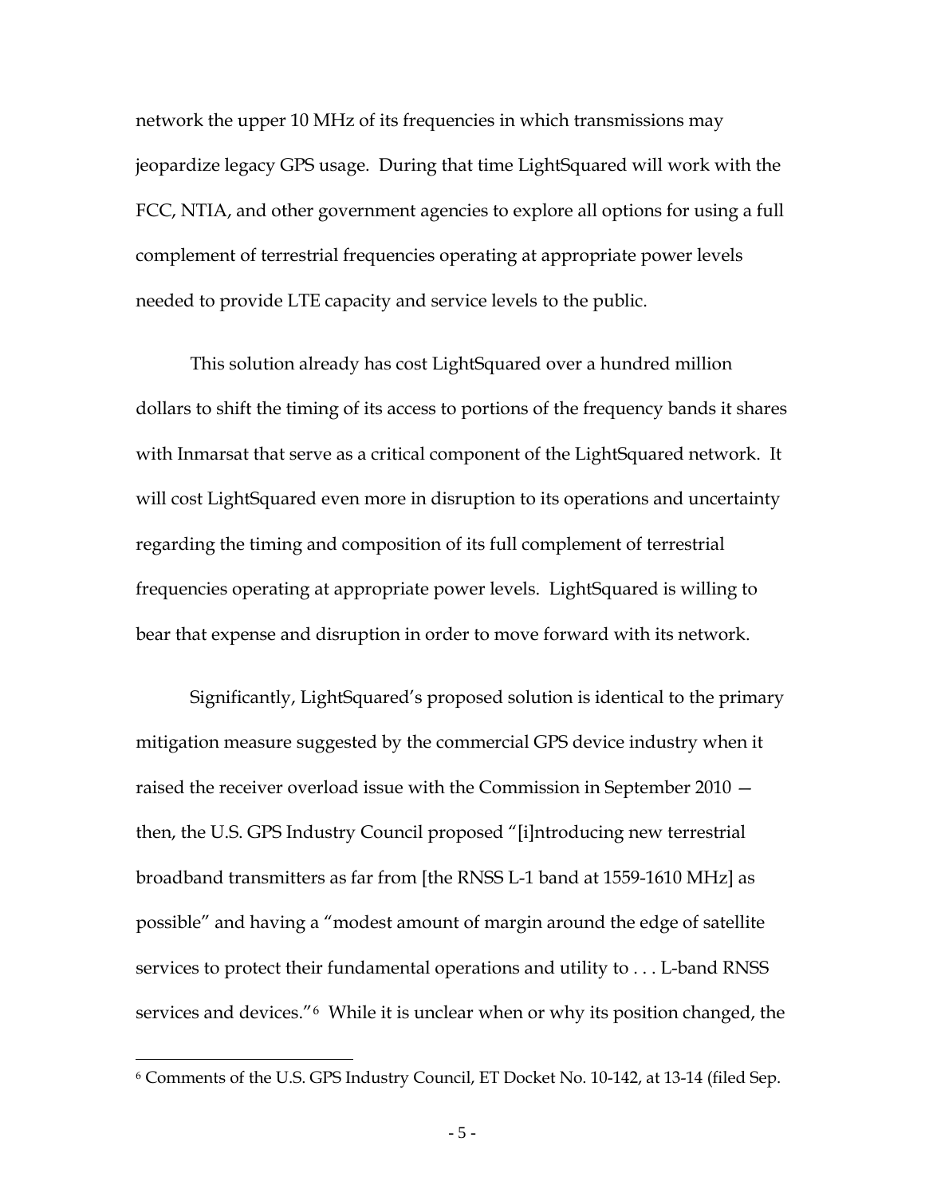network the upper 10 MHz of its frequencies in which transmissions may jeopardize legacy GPS usage. During that time LightSquared will work with the FCC, NTIA, and other government agencies to explore all options for using a full complement of terrestrial frequencies operating at appropriate power levels needed to provide LTE capacity and service levels to the public.

This solution already has cost LightSquared over a hundred million dollars to shift the timing of its access to portions of the frequency bands it shares with Inmarsat that serve as a critical component of the LightSquared network. It will cost LightSquared even more in disruption to its operations and uncertainty regarding the timing and composition of its full complement of terrestrial frequencies operating at appropriate power levels. LightSquared is willing to bear that expense and disruption in order to move forward with its network.

Significantly, LightSquared's proposed solution is identical to the primary mitigation measure suggested by the commercial GPS device industry when it raised the receiver overload issue with the Commission in September 2010 — then, the U.S. GPS Industry Council proposed "[i]ntroducing new terrestrial broadband transmitters as far from [the RNSS L-1 band at 1559-1610 MHz] as possible" and having a "modest amount of margin around the edge of satellite services to protect their fundamental operations and utility to . . . L-band RNSS services and devices."[6] While it is unclear when or why its position changed, the

[6] Comments of the U.S. GPS Industry Council, ET Docket No. 10-142, at 13-14 (filed Sep.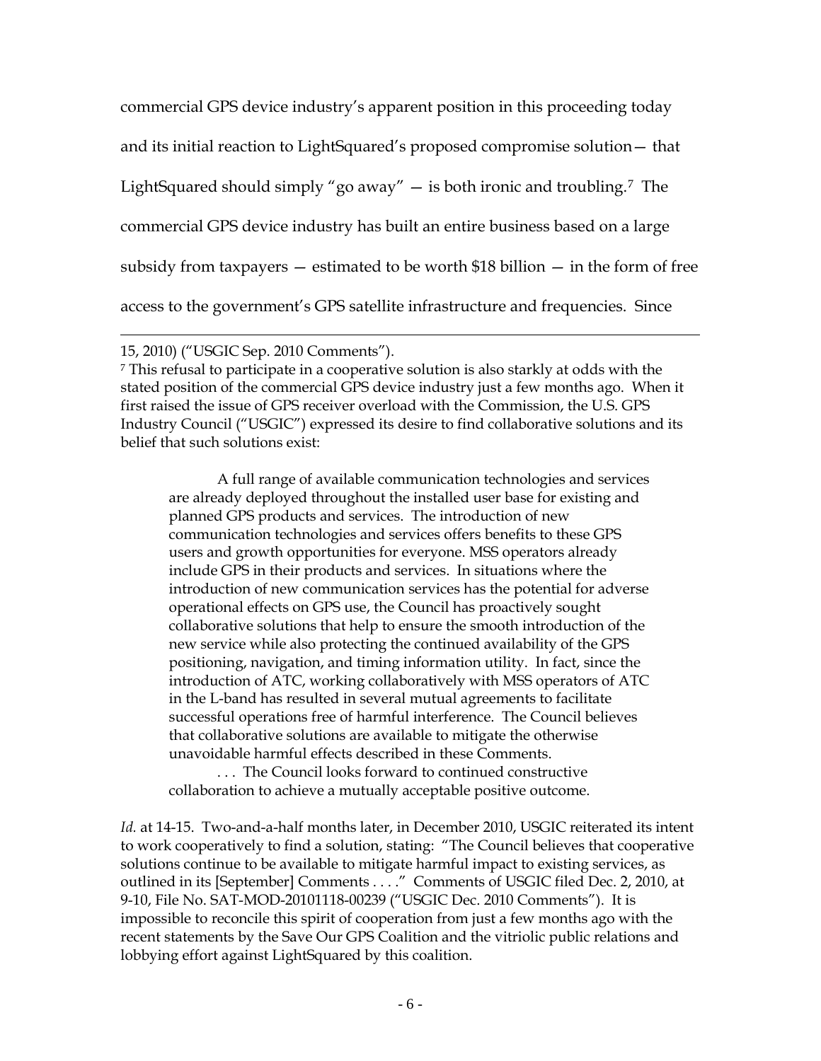commercial GPS device industry's apparent position in this proceeding today and its initial reaction to LightSquared's proposed compromise solution— that LightSquared should simply "go away" — is both ironic and troubling.[7] The commercial GPS device industry has built an entire business based on a large subsidy from taxpayers — estimated to be worth $18 billion — in the form of free access to the government's GPS satellite infrastructure and frequencies. Since

---

15, 2010) ("USGIC Sep. 2010 Comments").

[7] This refusal to participate in a cooperative solution is also starkly at odds with the stated position of the commercial GPS device industry just a few months ago. When it first raised the issue of GPS receiver overload with the Commission, the U.S. GPS Industry Council ("USGIC") expressed its desire to find collaborative solutions and its belief that such solutions exist:

> A full range of available communication technologies and services are already deployed throughout the installed user base for existing and planned GPS products and services. The introduction of new communication technologies and services offers benefits to these GPS users and growth opportunities for everyone. MSS operators already include GPS in their products and services. In situations where the introduction of new communication services has the potential for adverse operational effects on GPS use, the Council has proactively sought collaborative solutions that help to ensure the smooth introduction of the new service while also protecting the continued availability of the GPS positioning, navigation, and timing information utility. In fact, since the introduction of ATC, working collaboratively with MSS operators of ATC in the L-band has resulted in several mutual agreements to facilitate successful operations free of harmful interference. The Council believes that collaborative solutions are available to mitigate the otherwise unavoidable harmful effects described in these Comments.
>
> . . . The Council looks forward to continued constructive collaboration to achieve a mutually acceptable positive outcome.

*Id.* at 14-15. Two-and-a-half months later, in December 2010, USGIC reiterated its intent to work cooperatively to find a solution, stating: "The Council believes that cooperative solutions continue to be available to mitigate harmful impact to existing services, as outlined in its [September] Comments . . . ." Comments of USGIC filed Dec. 2, 2010, at 9-10, File No. SAT-MOD-20101118-00239 ("USGIC Dec. 2010 Comments"). It is impossible to reconcile this spirit of cooperation from just a few months ago with the recent statements by the Save Our GPS Coalition and the vitriolic public relations and lobbying effort against LightSquared by this coalition.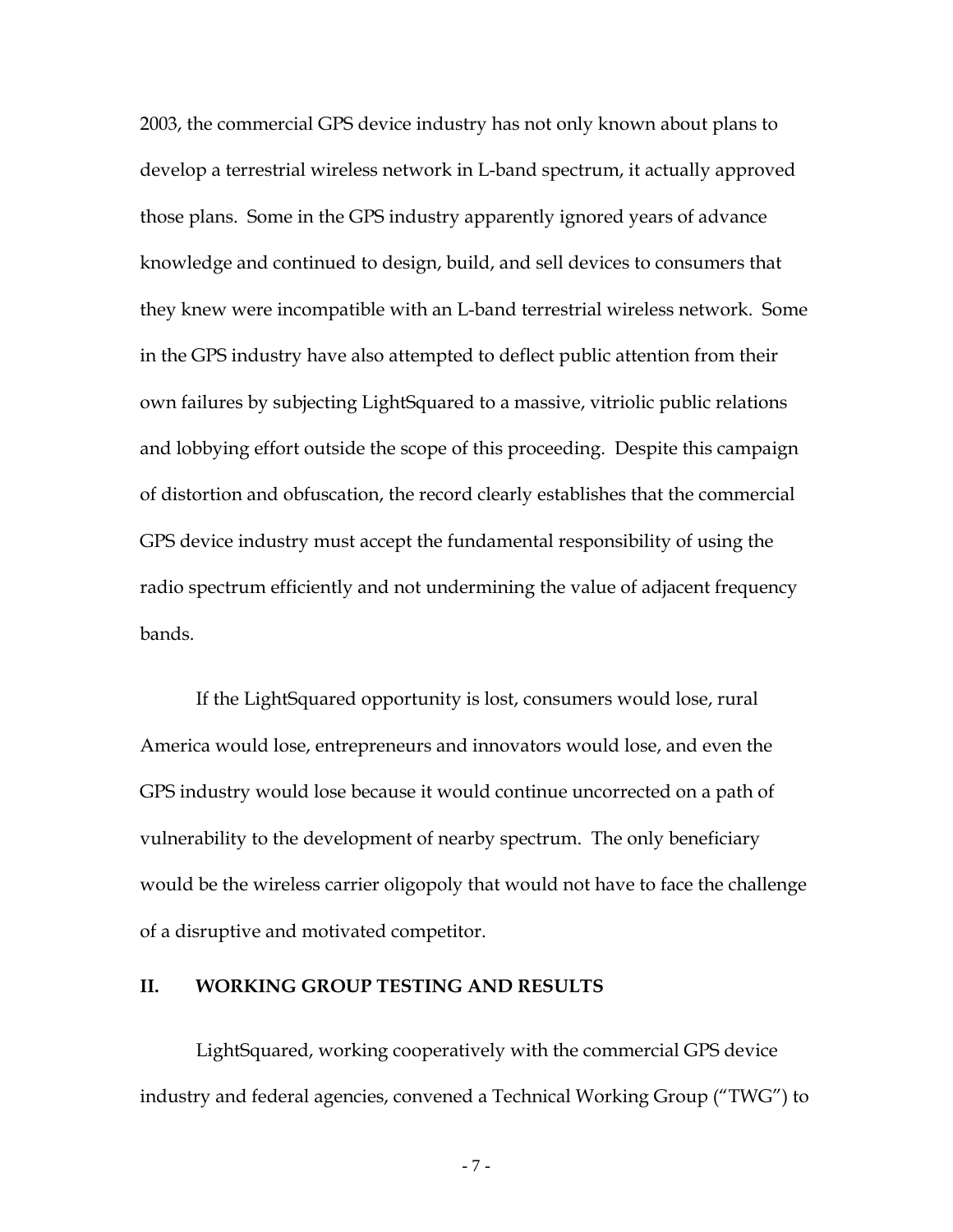2003, the commercial GPS device industry has not only known about plans to develop a terrestrial wireless network in L-band spectrum, it actually approved those plans. Some in the GPS industry apparently ignored years of advance knowledge and continued to design, build, and sell devices to consumers that they knew were incompatible with an L-band terrestrial wireless network. Some in the GPS industry have also attempted to deflect public attention from their own failures by subjecting LightSquared to a massive, vitriolic public relations and lobbying effort outside the scope of this proceeding. Despite this campaign of distortion and obfuscation, the record clearly establishes that the commercial GPS device industry must accept the fundamental responsibility of using the radio spectrum efficiently and not undermining the value of adjacent frequency bands.

If the LightSquared opportunity is lost, consumers would lose, rural America would lose, entrepreneurs and innovators would lose, and even the GPS industry would lose because it would continue uncorrected on a path of vulnerability to the development of nearby spectrum. The only beneficiary would be the wireless carrier oligopoly that would not have to face the challenge of a disruptive and motivated competitor.

## II. WORKING GROUP TESTING AND RESULTS

LightSquared, working cooperatively with the commercial GPS device industry and federal agencies, convened a Technical Working Group ("TWG") to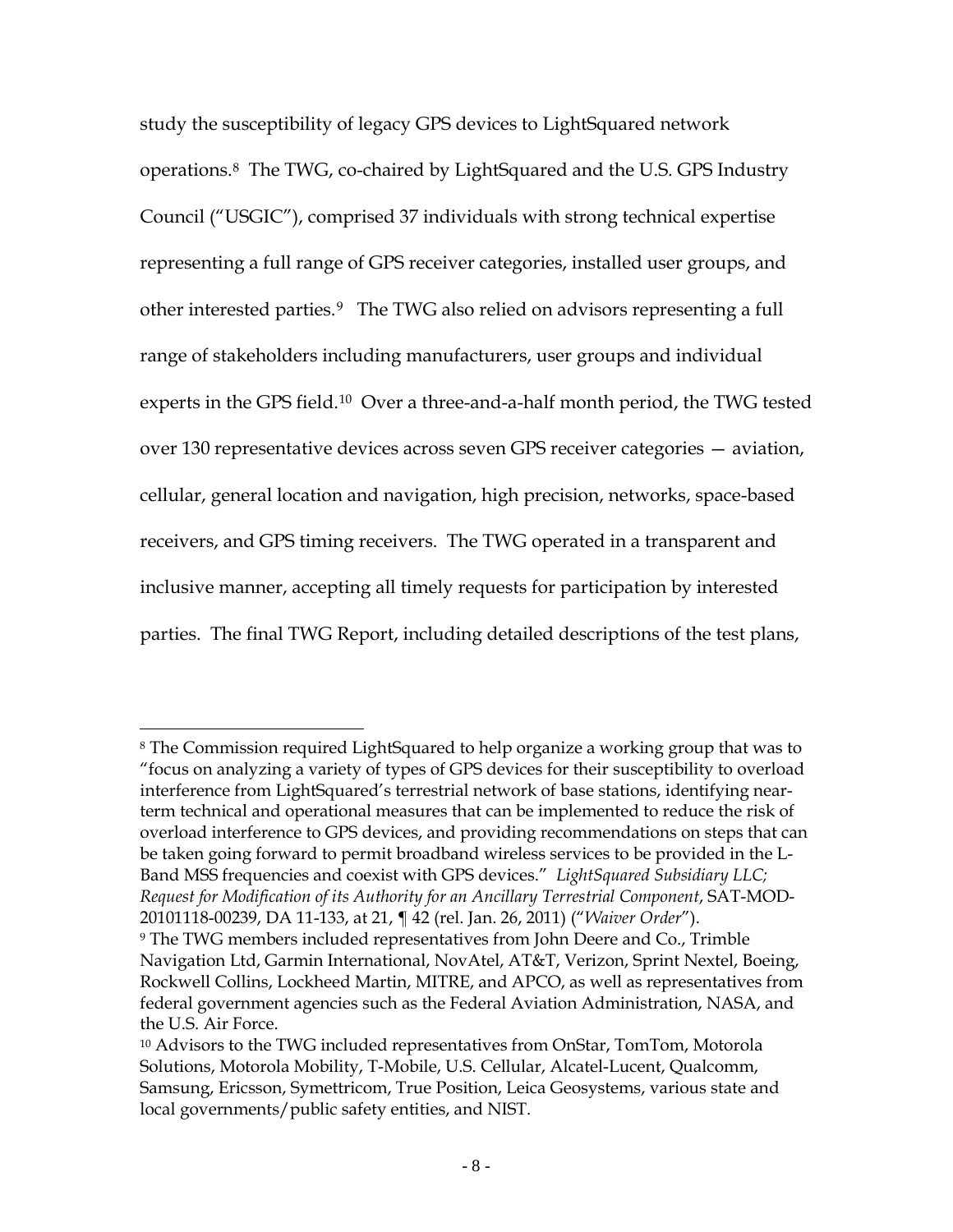study the susceptibility of legacy GPS devices to LightSquared network operations.[8] The TWG, co-chaired by LightSquared and the U.S. GPS Industry Council ("USGIC"), comprised 37 individuals with strong technical expertise representing a full range of GPS receiver categories, installed user groups, and other interested parties.[9] The TWG also relied on advisors representing a full range of stakeholders including manufacturers, user groups and individual experts in the GPS field.[10] Over a three-and-a-half month period, the TWG tested over 130 representative devices across seven GPS receiver categories — aviation, cellular, general location and navigation, high precision, networks, space-based receivers, and GPS timing receivers. The TWG operated in a transparent and inclusive manner, accepting all timely requests for participation by interested parties. The final TWG Report, including detailed descriptions of the test plans,

---

[8] The Commission required LightSquared to help organize a working group that was to "focus on analyzing a variety of types of GPS devices for their susceptibility to overload interference from LightSquared's terrestrial network of base stations, identifying near-term technical and operational measures that can be implemented to reduce the risk of overload interference to GPS devices, and providing recommendations on steps that can be taken going forward to permit broadband wireless services to be provided in the L-Band MSS frequencies and coexist with GPS devices." *LightSquared Subsidiary LLC; Request for Modification of its Authority for an Ancillary Terrestrial Component*, SAT-MOD-20101118-00239, DA 11-133, at 21, ¶ 42 (rel. Jan. 26, 2011) ("*Waiver Order*").

[9] The TWG members included representatives from John Deere and Co., Trimble Navigation Ltd, Garmin International, NovAtel, AT&T, Verizon, Sprint Nextel, Boeing, Rockwell Collins, Lockheed Martin, MITRE, and APCO, as well as representatives from federal government agencies such as the Federal Aviation Administration, NASA, and the U.S. Air Force.

[10] Advisors to the TWG included representatives from OnStar, TomTom, Motorola Solutions, Motorola Mobility, T-Mobile, U.S. Cellular, Alcatel-Lucent, Qualcomm, Samsung, Ericsson, Symettricom, True Position, Leica Geosystems, various state and local governments/public safety entities, and NIST.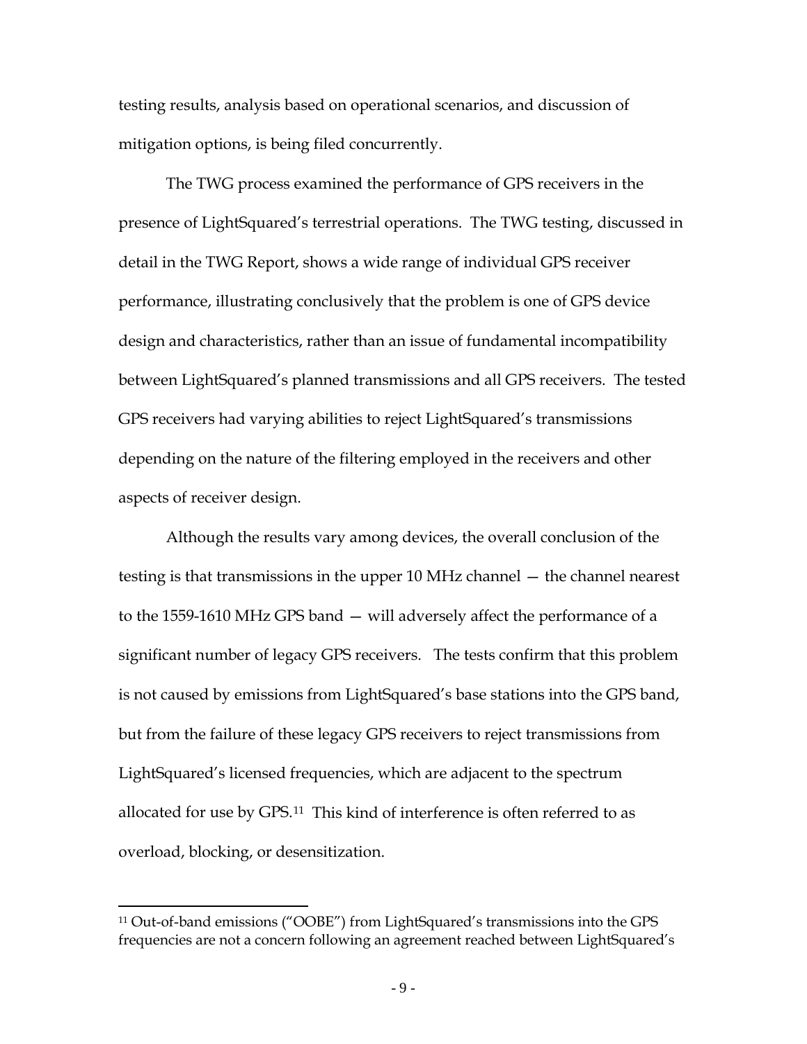testing results, analysis based on operational scenarios, and discussion of mitigation options, is being filed concurrently.

The TWG process examined the performance of GPS receivers in the presence of LightSquared's terrestrial operations. The TWG testing, discussed in detail in the TWG Report, shows a wide range of individual GPS receiver performance, illustrating conclusively that the problem is one of GPS device design and characteristics, rather than an issue of fundamental incompatibility between LightSquared's planned transmissions and all GPS receivers. The tested GPS receivers had varying abilities to reject LightSquared's transmissions depending on the nature of the filtering employed in the receivers and other aspects of receiver design.

Although the results vary among devices, the overall conclusion of the testing is that transmissions in the upper 10 MHz channel — the channel nearest to the 1559-1610 MHz GPS band — will adversely affect the performance of a significant number of legacy GPS receivers. The tests confirm that this problem is not caused by emissions from LightSquared's base stations into the GPS band, but from the failure of these legacy GPS receivers to reject transmissions from LightSquared's licensed frequencies, which are adjacent to the spectrum allocated for use by GPS.[11] This kind of interference is often referred to as overload, blocking, or desensitization.

---

[11] Out-of-band emissions ("OOBE") from LightSquared's transmissions into the GPS frequencies are not a concern following an agreement reached between LightSquared's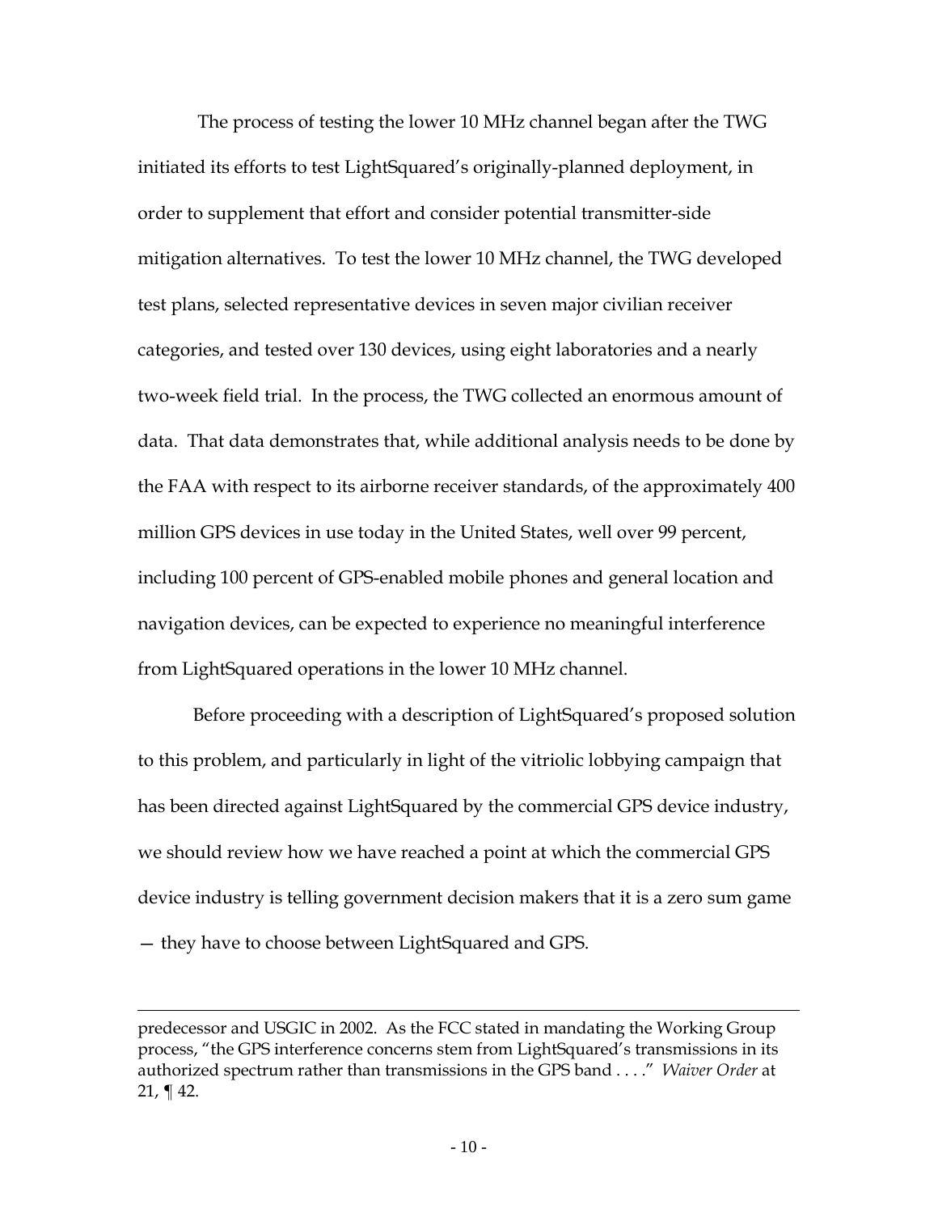The process of testing the lower 10 MHz channel began after the TWG initiated its efforts to test LightSquared's originally-planned deployment, in order to supplement that effort and consider potential transmitter-side mitigation alternatives. To test the lower 10 MHz channel, the TWG developed test plans, selected representative devices in seven major civilian receiver categories, and tested over 130 devices, using eight laboratories and a nearly two-week field trial. In the process, the TWG collected an enormous amount of data. That data demonstrates that, while additional analysis needs to be done by the FAA with respect to its airborne receiver standards, of the approximately 400 million GPS devices in use today in the United States, well over 99 percent, including 100 percent of GPS-enabled mobile phones and general location and navigation devices, can be expected to experience no meaningful interference from LightSquared operations in the lower 10 MHz channel.

Before proceeding with a description of LightSquared's proposed solution to this problem, and particularly in light of the vitriolic lobbying campaign that has been directed against LightSquared by the commercial GPS device industry, we should review how we have reached a point at which the commercial GPS device industry is telling government decision makers that it is a zero sum game — they have to choose between LightSquared and GPS.

---

predecessor and USGIC in 2002. As the FCC stated in mandating the Working Group process, "the GPS interference concerns stem from LightSquared's transmissions in its authorized spectrum rather than transmissions in the GPS band . . . ." *Waiver Order* at 21, ¶ 42.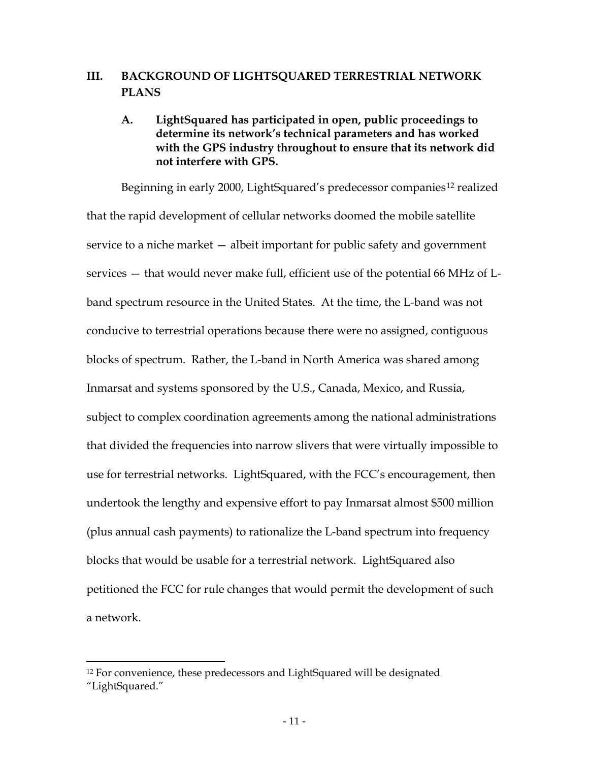## III. BACKGROUND OF LIGHTSQUARED TERRESTRIAL NETWORK PLANS

### A. LightSquared has participated in open, public proceedings to determine its network's technical parameters and has worked with the GPS industry throughout to ensure that its network did not interfere with GPS.

Beginning in early 2000, LightSquared's predecessor companies[12] realized that the rapid development of cellular networks doomed the mobile satellite service to a niche market — albeit important for public safety and government services — that would never make full, efficient use of the potential 66 MHz of L-band spectrum resource in the United States. At the time, the L-band was not conducive to terrestrial operations because there were no assigned, contiguous blocks of spectrum. Rather, the L-band in North America was shared among Inmarsat and systems sponsored by the U.S., Canada, Mexico, and Russia, subject to complex coordination agreements among the national administrations that divided the frequencies into narrow slivers that were virtually impossible to use for terrestrial networks. LightSquared, with the FCC's encouragement, then undertook the lengthy and expensive effort to pay Inmarsat almost $500 million (plus annual cash payments) to rationalize the L-band spectrum into frequency blocks that would be usable for a terrestrial network. LightSquared also petitioned the FCC for rule changes that would permit the development of such a network.

[12] For convenience, these predecessors and LightSquared will be designated "LightSquared."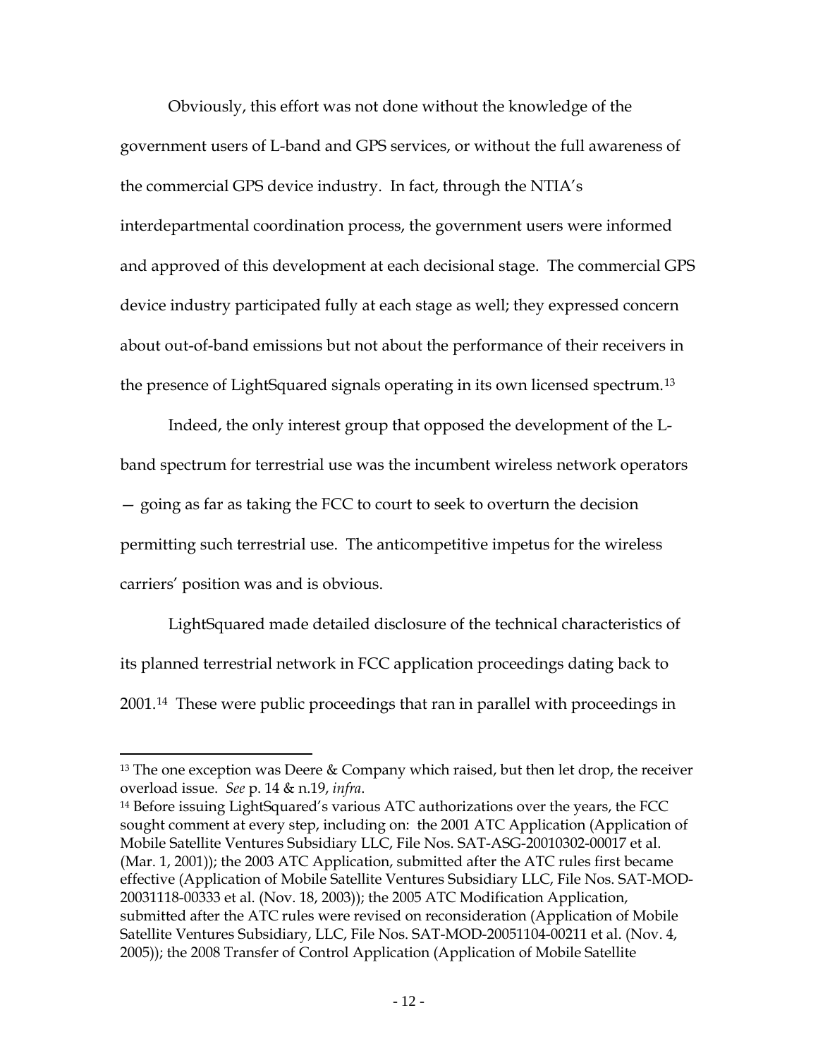Obviously, this effort was not done without the knowledge of the government users of L-band and GPS services, or without the full awareness of the commercial GPS device industry. In fact, through the NTIA's interdepartmental coordination process, the government users were informed and approved of this development at each decisional stage. The commercial GPS device industry participated fully at each stage as well; they expressed concern about out-of-band emissions but not about the performance of their receivers in the presence of LightSquared signals operating in its own licensed spectrum.[13]

Indeed, the only interest group that opposed the development of the L-band spectrum for terrestrial use was the incumbent wireless network operators — going as far as taking the FCC to court to seek to overturn the decision permitting such terrestrial use. The anticompetitive impetus for the wireless carriers' position was and is obvious.

LightSquared made detailed disclosure of the technical characteristics of its planned terrestrial network in FCC application proceedings dating back to 2001.[14] These were public proceedings that ran in parallel with proceedings in

---

[13] The one exception was Deere & Company which raised, but then let drop, the receiver overload issue. *See* p. 14 & n.19, *infra*.

[14] Before issuing LightSquared's various ATC authorizations over the years, the FCC sought comment at every step, including on: the 2001 ATC Application (Application of Mobile Satellite Ventures Subsidiary LLC, File Nos. SAT-ASG-20010302-00017 et al. (Mar. 1, 2001)); the 2003 ATC Application, submitted after the ATC rules first became effective (Application of Mobile Satellite Ventures Subsidiary LLC, File Nos. SAT-MOD-20031118-00333 et al. (Nov. 18, 2003)); the 2005 ATC Modification Application, submitted after the ATC rules were revised on reconsideration (Application of Mobile Satellite Ventures Subsidiary, LLC, File Nos. SAT-MOD-20051104-00211 et al. (Nov. 4, 2005)); the 2008 Transfer of Control Application (Application of Mobile Satellite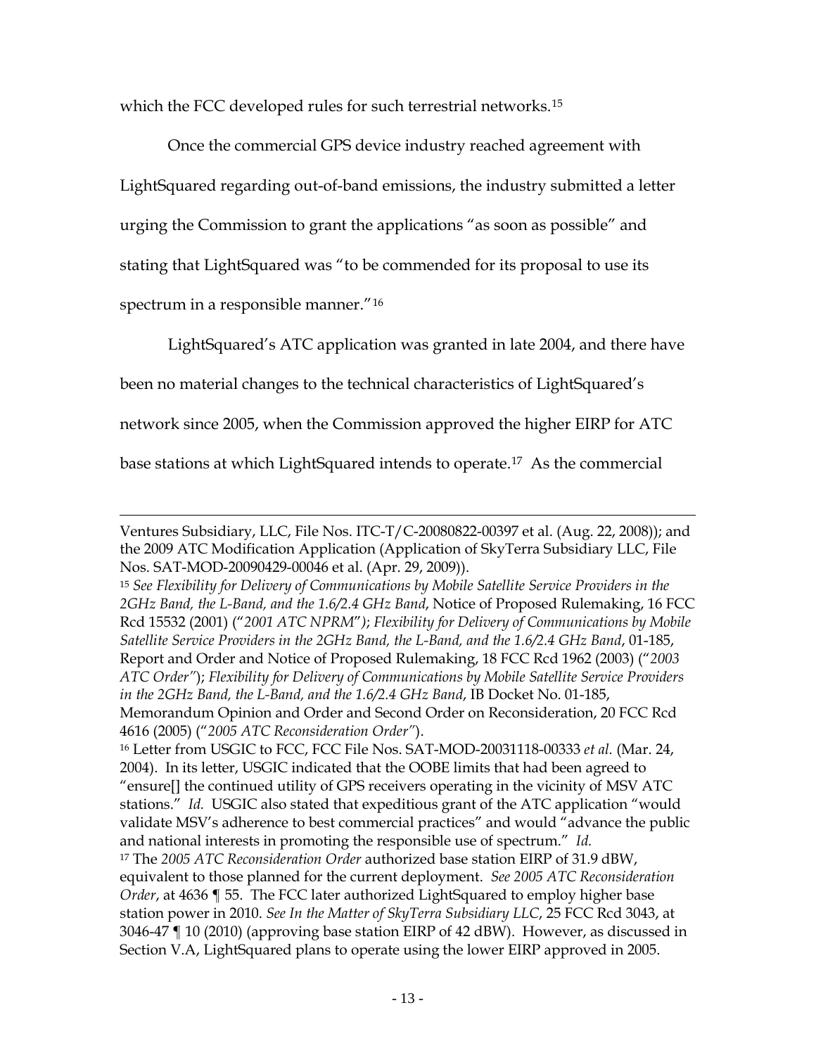which the FCC developed rules for such terrestrial networks.[15]

Once the commercial GPS device industry reached agreement with LightSquared regarding out-of-band emissions, the industry submitted a letter urging the Commission to grant the applications "as soon as possible" and stating that LightSquared was "to be commended for its proposal to use its spectrum in a responsible manner."[16]

LightSquared's ATC application was granted in late 2004, and there have been no material changes to the technical characteristics of LightSquared's network since 2005, when the Commission approved the higher EIRP for ATC base stations at which LightSquared intends to operate.[17] As the commercial

---

Ventures Subsidiary, LLC, File Nos. ITC-T/C-20080822-00397 et al. (Aug. 22, 2008)); and the 2009 ATC Modification Application (Application of SkyTerra Subsidiary LLC, File Nos. SAT-MOD-20090429-00046 et al. (Apr. 29, 2009)).

[15] *See Flexibility for Delivery of Communications by Mobile Satellite Service Providers in the 2GHz Band, the L-Band, and the 1.6/2.4 GHz Band*, Notice of Proposed Rulemaking, 16 FCC Rcd 15532 (2001) ("*2001 ATC NPRM*"); *Flexibility for Delivery of Communications by Mobile Satellite Service Providers in the 2GHz Band, the L-Band, and the 1.6/2.4 GHz Band*, 01-185, Report and Order and Notice of Proposed Rulemaking, 18 FCC Rcd 1962 (2003) ("*2003 ATC Order*"); *Flexibility for Delivery of Communications by Mobile Satellite Service Providers in the 2GHz Band, the L-Band, and the 1.6/2.4 GHz Band*, IB Docket No. 01-185, Memorandum Opinion and Order and Second Order on Reconsideration, 20 FCC Rcd 4616 (2005) ("*2005 ATC Reconsideration Order*").

[16] Letter from USGIC to FCC, FCC File Nos. SAT-MOD-20031118-00333 *et al.* (Mar. 24, 2004). In its letter, USGIC indicated that the OOBE limits that had been agreed to "ensure[] the continued utility of GPS receivers operating in the vicinity of MSV ATC stations." *Id.* USGIC also stated that expeditious grant of the ATC application "would validate MSV's adherence to best commercial practices" and would "advance the public and national interests in promoting the responsible use of spectrum." *Id.*

[17] The *2005 ATC Reconsideration Order* authorized base station EIRP of 31.9 dBW, equivalent to those planned for the current deployment. *See 2005 ATC Reconsideration Order*, at 4636 ¶ 55. The FCC later authorized LightSquared to employ higher base station power in 2010. *See In the Matter of SkyTerra Subsidiary LLC*, 25 FCC Rcd 3043, at 3046-47 ¶ 10 (2010) (approving base station EIRP of 42 dBW). However, as discussed in Section V.A, LightSquared plans to operate using the lower EIRP approved in 2005.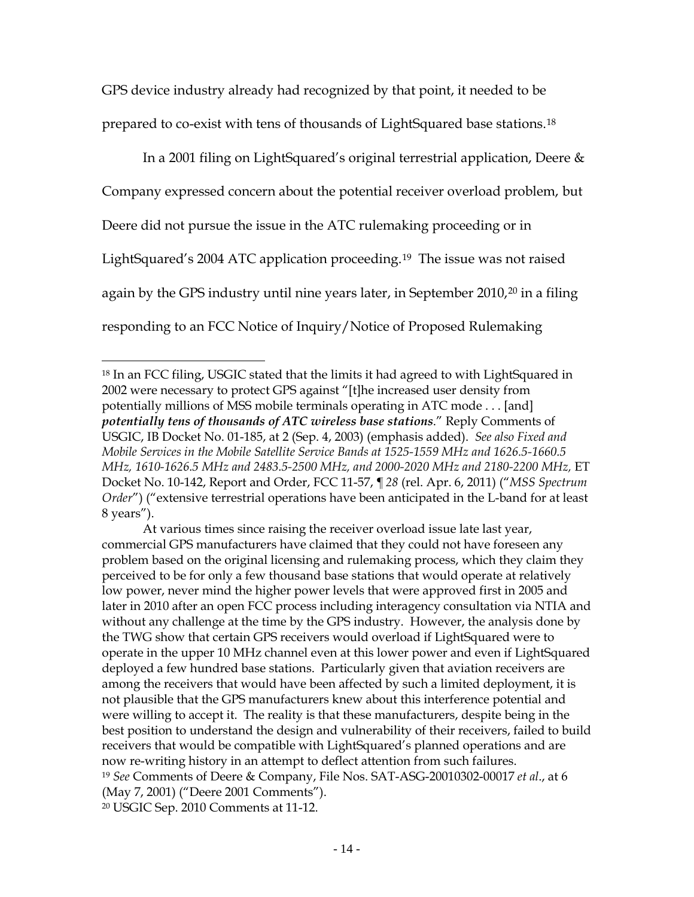GPS device industry already had recognized by that point, it needed to be prepared to co-exist with tens of thousands of LightSquared base stations.[18]

In a 2001 filing on LightSquared's original terrestrial application, Deere & Company expressed concern about the potential receiver overload problem, but Deere did not pursue the issue in the ATC rulemaking proceeding or in LightSquared's 2004 ATC application proceeding.[19] The issue was not raised again by the GPS industry until nine years later, in September 2010,[20] in a filing responding to an FCC Notice of Inquiry/Notice of Proposed Rulemaking

---

[18] In an FCC filing, USGIC stated that the limits it had agreed to with LightSquared in 2002 were necessary to protect GPS against "[t]he increased user density from potentially millions of MSS mobile terminals operating in ATC mode . . . [and] ***potentially tens of thousands of ATC wireless base stations***." Reply Comments of USGIC, IB Docket No. 01-185, at 2 (Sep. 4, 2003) (emphasis added). *See also Fixed and Mobile Services in the Mobile Satellite Service Bands at 1525-1559 MHz and 1626.5-1660.5 MHz, 1610-1626.5 MHz and 2483.5-2500 MHz, and 2000-2020 MHz and 2180-2200 MHz,* ET Docket No. 10-142, Report and Order, FCC 11-57, ¶ *28* (rel. Apr. 6, 2011) ("*MSS Spectrum Order*") ("extensive terrestrial operations have been anticipated in the L-band for at least 8 years").

At various times since raising the receiver overload issue late last year, commercial GPS manufacturers have claimed that they could not have foreseen any problem based on the original licensing and rulemaking process, which they claim they perceived to be for only a few thousand base stations that would operate at relatively low power, never mind the higher power levels that were approved first in 2005 and later in 2010 after an open FCC process including interagency consultation via NTIA and without any challenge at the time by the GPS industry. However, the analysis done by the TWG show that certain GPS receivers would overload if LightSquared were to operate in the upper 10 MHz channel even at this lower power and even if LightSquared deployed a few hundred base stations. Particularly given that aviation receivers are among the receivers that would have been affected by such a limited deployment, it is not plausible that the GPS manufacturers knew about this interference potential and were willing to accept it. The reality is that these manufacturers, despite being in the best position to understand the design and vulnerability of their receivers, failed to build receivers that would be compatible with LightSquared's planned operations and are now re-writing history in an attempt to deflect attention from such failures.

[19] *See* Comments of Deere & Company, File Nos. SAT-ASG-20010302-00017 *et al*., at 6 (May 7, 2001) ("Deere 2001 Comments").

[20] USGIC Sep. 2010 Comments at 11-12.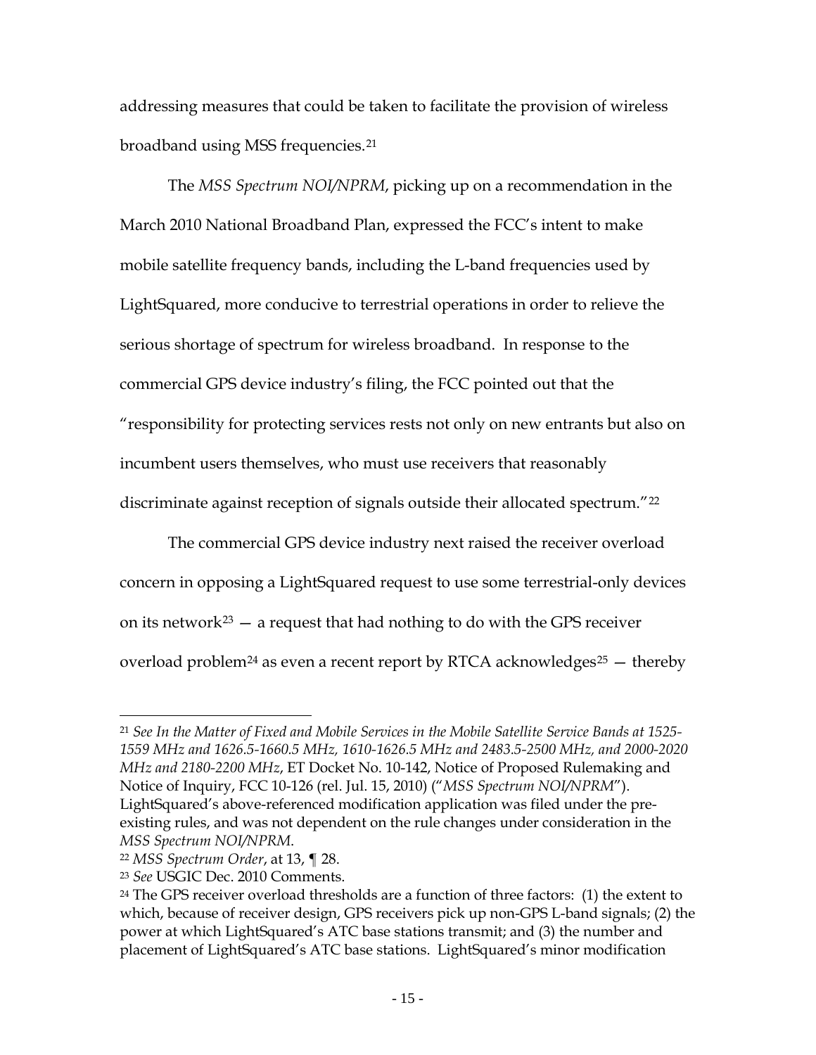addressing measures that could be taken to facilitate the provision of wireless broadband using MSS frequencies.[21]

The *MSS Spectrum NOI/NPRM*, picking up on a recommendation in the March 2010 National Broadband Plan, expressed the FCC's intent to make mobile satellite frequency bands, including the L-band frequencies used by LightSquared, more conducive to terrestrial operations in order to relieve the serious shortage of spectrum for wireless broadband. In response to the commercial GPS device industry's filing, the FCC pointed out that the "responsibility for protecting services rests not only on new entrants but also on incumbent users themselves, who must use receivers that reasonably discriminate against reception of signals outside their allocated spectrum."[22]

The commercial GPS device industry next raised the receiver overload concern in opposing a LightSquared request to use some terrestrial-only devices on its network[23] — a request that had nothing to do with the GPS receiver overload problem[24] as even a recent report by RTCA acknowledges[25] — thereby

---

[21] *See In the Matter of Fixed and Mobile Services in the Mobile Satellite Service Bands at 1525-1559 MHz and 1626.5-1660.5 MHz, 1610-1626.5 MHz and 2483.5-2500 MHz, and 2000-2020 MHz and 2180-2200 MHz*, ET Docket No. 10-142, Notice of Proposed Rulemaking and Notice of Inquiry, FCC 10-126 (rel. Jul. 15, 2010) ("*MSS Spectrum NOI/NPRM*"). LightSquared's above-referenced modification application was filed under the pre-existing rules, and was not dependent on the rule changes under consideration in the *MSS Spectrum NOI/NPRM*.

[22] *MSS Spectrum Order*, at 13, ¶ 28.

[23] *See* USGIC Dec. 2010 Comments.

[24] The GPS receiver overload thresholds are a function of three factors: (1) the extent to which, because of receiver design, GPS receivers pick up non-GPS L-band signals; (2) the power at which LightSquared's ATC base stations transmit; and (3) the number and placement of LightSquared's ATC base stations. LightSquared's minor modification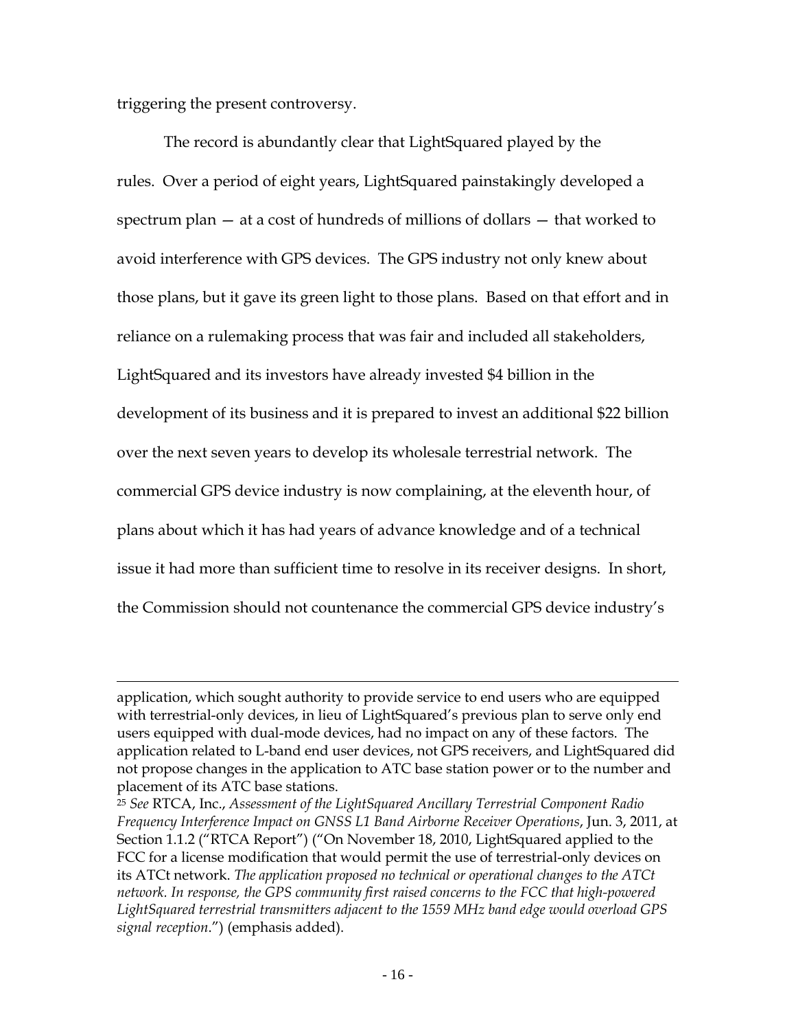triggering the present controversy.

The record is abundantly clear that LightSquared played by the rules. Over a period of eight years, LightSquared painstakingly developed a spectrum plan — at a cost of hundreds of millions of dollars — that worked to avoid interference with GPS devices. The GPS industry not only knew about those plans, but it gave its green light to those plans. Based on that effort and in reliance on a rulemaking process that was fair and included all stakeholders, LightSquared and its investors have already invested $4 billion in the development of its business and it is prepared to invest an additional $22 billion over the next seven years to develop its wholesale terrestrial network. The commercial GPS device industry is now complaining, at the eleventh hour, of plans about which it has had years of advance knowledge and of a technical issue it had more than sufficient time to resolve in its receiver designs. In short, the Commission should not countenance the commercial GPS device industry's

---

application, which sought authority to provide service to end users who are equipped with terrestrial-only devices, in lieu of LightSquared's previous plan to serve only end users equipped with dual-mode devices, had no impact on any of these factors. The application related to L-band end user devices, not GPS receivers, and LightSquared did not propose changes in the application to ATC base station power or to the number and placement of its ATC base stations.

[25] *See* RTCA, Inc., *Assessment of the LightSquared Ancillary Terrestrial Component Radio Frequency Interference Impact on GNSS L1 Band Airborne Receiver Operations*, Jun. 3, 2011, at Section 1.1.2 ("RTCA Report") ("On November 18, 2010, LightSquared applied to the FCC for a license modification that would permit the use of terrestrial-only devices on its ATCt network. *The application proposed no technical or operational changes to the ATCt network. In response, the GPS community first raised concerns to the FCC that high-powered LightSquared terrestrial transmitters adjacent to the 1559 MHz band edge would overload GPS signal reception*.") (emphasis added).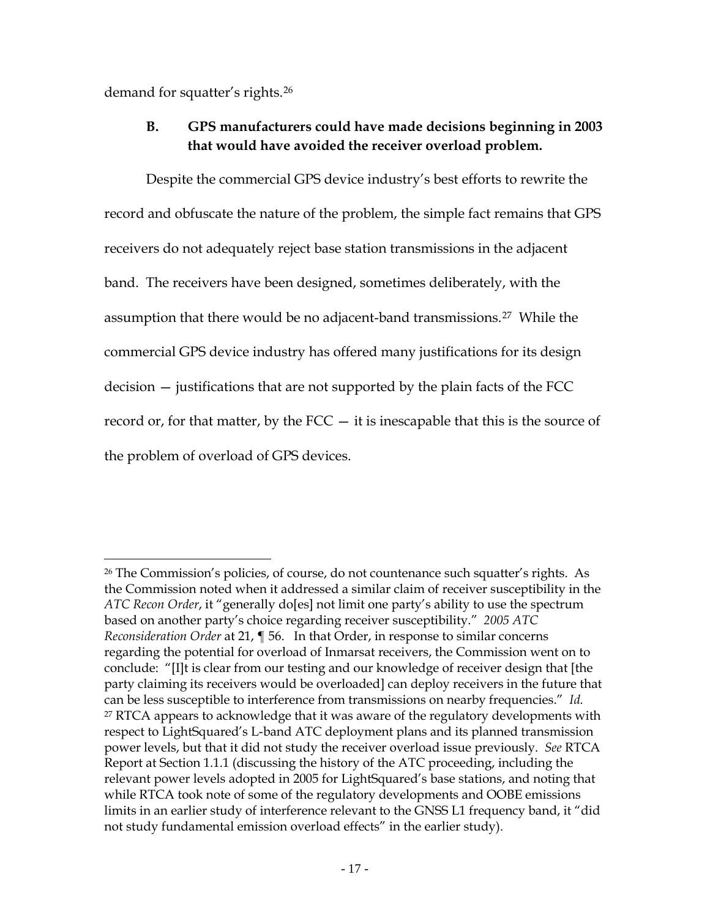demand for squatter's rights.[26]

### B. GPS manufacturers could have made decisions beginning in 2003 that would have avoided the receiver overload problem.

Despite the commercial GPS device industry's best efforts to rewrite the record and obfuscate the nature of the problem, the simple fact remains that GPS receivers do not adequately reject base station transmissions in the adjacent band. The receivers have been designed, sometimes deliberately, with the assumption that there would be no adjacent-band transmissions.[27] While the commercial GPS device industry has offered many justifications for its design decision — justifications that are not supported by the plain facts of the FCC record or, for that matter, by the FCC — it is inescapable that this is the source of the problem of overload of GPS devices.

---

[26] The Commission's policies, of course, do not countenance such squatter's rights. As the Commission noted when it addressed a similar claim of receiver susceptibility in the *ATC Recon Order*, it "generally do[es] not limit one party's ability to use the spectrum based on another party's choice regarding receiver susceptibility." *2005 ATC Reconsideration Order* at 21, ¶ 56. In that Order, in response to similar concerns regarding the potential for overload of Inmarsat receivers, the Commission went on to conclude: "[I]t is clear from our testing and our knowledge of receiver design that [the party claiming its receivers would be overloaded] can deploy receivers in the future that can be less susceptible to interference from transmissions on nearby frequencies." *Id.*

[27] RTCA appears to acknowledge that it was aware of the regulatory developments with respect to LightSquared's L-band ATC deployment plans and its planned transmission power levels, but that it did not study the receiver overload issue previously. *See* RTCA Report at Section 1.1.1 (discussing the history of the ATC proceeding, including the relevant power levels adopted in 2005 for LightSquared's base stations, and noting that while RTCA took note of some of the regulatory developments and OOBE emissions limits in an earlier study of interference relevant to the GNSS L1 frequency band, it "did not study fundamental emission overload effects" in the earlier study).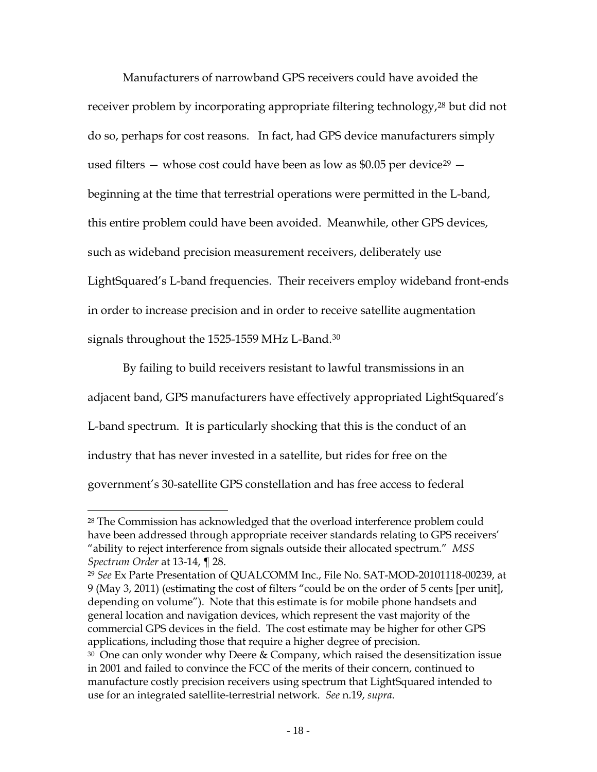Manufacturers of narrowband GPS receivers could have avoided the receiver problem by incorporating appropriate filtering technology,[28] but did not do so, perhaps for cost reasons. In fact, had GPS device manufacturers simply used filters — whose cost could have been as low as $0.05 per device[29] — beginning at the time that terrestrial operations were permitted in the L-band, this entire problem could have been avoided. Meanwhile, other GPS devices, such as wideband precision measurement receivers, deliberately use LightSquared's L-band frequencies. Their receivers employ wideband front-ends in order to increase precision and in order to receive satellite augmentation signals throughout the 1525-1559 MHz L-Band.[30]

By failing to build receivers resistant to lawful transmissions in an adjacent band, GPS manufacturers have effectively appropriated LightSquared's L-band spectrum. It is particularly shocking that this is the conduct of an industry that has never invested in a satellite, but rides for free on the government's 30-satellite GPS constellation and has free access to federal

---

[28] The Commission has acknowledged that the overload interference problem could have been addressed through appropriate receiver standards relating to GPS receivers' "ability to reject interference from signals outside their allocated spectrum." *MSS Spectrum Order* at 13-14, ¶ 28.

[29] *See* Ex Parte Presentation of QUALCOMM Inc., File No. SAT-MOD-20101118-00239, at 9 (May 3, 2011) (estimating the cost of filters "could be on the order of 5 cents [per unit], depending on volume"). Note that this estimate is for mobile phone handsets and general location and navigation devices, which represent the vast majority of the commercial GPS devices in the field. The cost estimate may be higher for other GPS applications, including those that require a higher degree of precision.

[30] One can only wonder why Deere & Company, which raised the desensitization issue in 2001 and failed to convince the FCC of the merits of their concern, continued to manufacture costly precision receivers using spectrum that LightSquared intended to use for an integrated satellite-terrestrial network. *See* n.19, *supra*.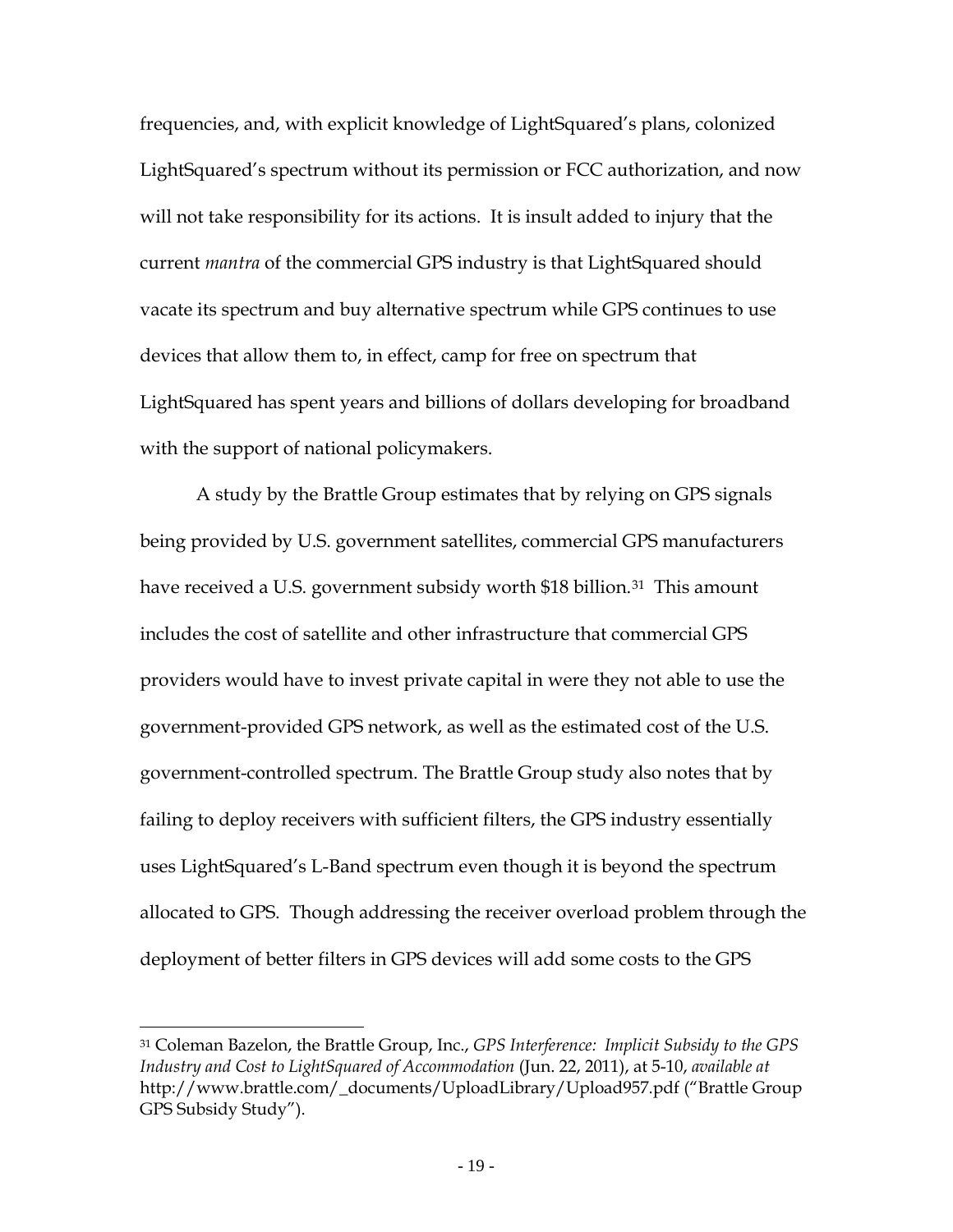frequencies, and, with explicit knowledge of LightSquared's plans, colonized LightSquared's spectrum without its permission or FCC authorization, and now will not take responsibility for its actions. It is insult added to injury that the current *mantra* of the commercial GPS industry is that LightSquared should vacate its spectrum and buy alternative spectrum while GPS continues to use devices that allow them to, in effect, camp for free on spectrum that LightSquared has spent years and billions of dollars developing for broadband with the support of national policymakers.

A study by the Brattle Group estimates that by relying on GPS signals being provided by U.S. government satellites, commercial GPS manufacturers have received a U.S. government subsidy worth $18 billion.[31] This amount includes the cost of satellite and other infrastructure that commercial GPS providers would have to invest private capital in were they not able to use the government-provided GPS network, as well as the estimated cost of the U.S. government-controlled spectrum. The Brattle Group study also notes that by failing to deploy receivers with sufficient filters, the GPS industry essentially uses LightSquared's L-Band spectrum even though it is beyond the spectrum allocated to GPS. Though addressing the receiver overload problem through the deployment of better filters in GPS devices will add some costs to the GPS

---

[31] Coleman Bazelon, the Brattle Group, Inc., *GPS Interference: Implicit Subsidy to the GPS Industry and Cost to LightSquared of Accommodation* (Jun. 22, 2011), at 5-10, *available at* http://www.brattle.com/_documents/UploadLibrary/Upload957.pdf ("Brattle Group GPS Subsidy Study").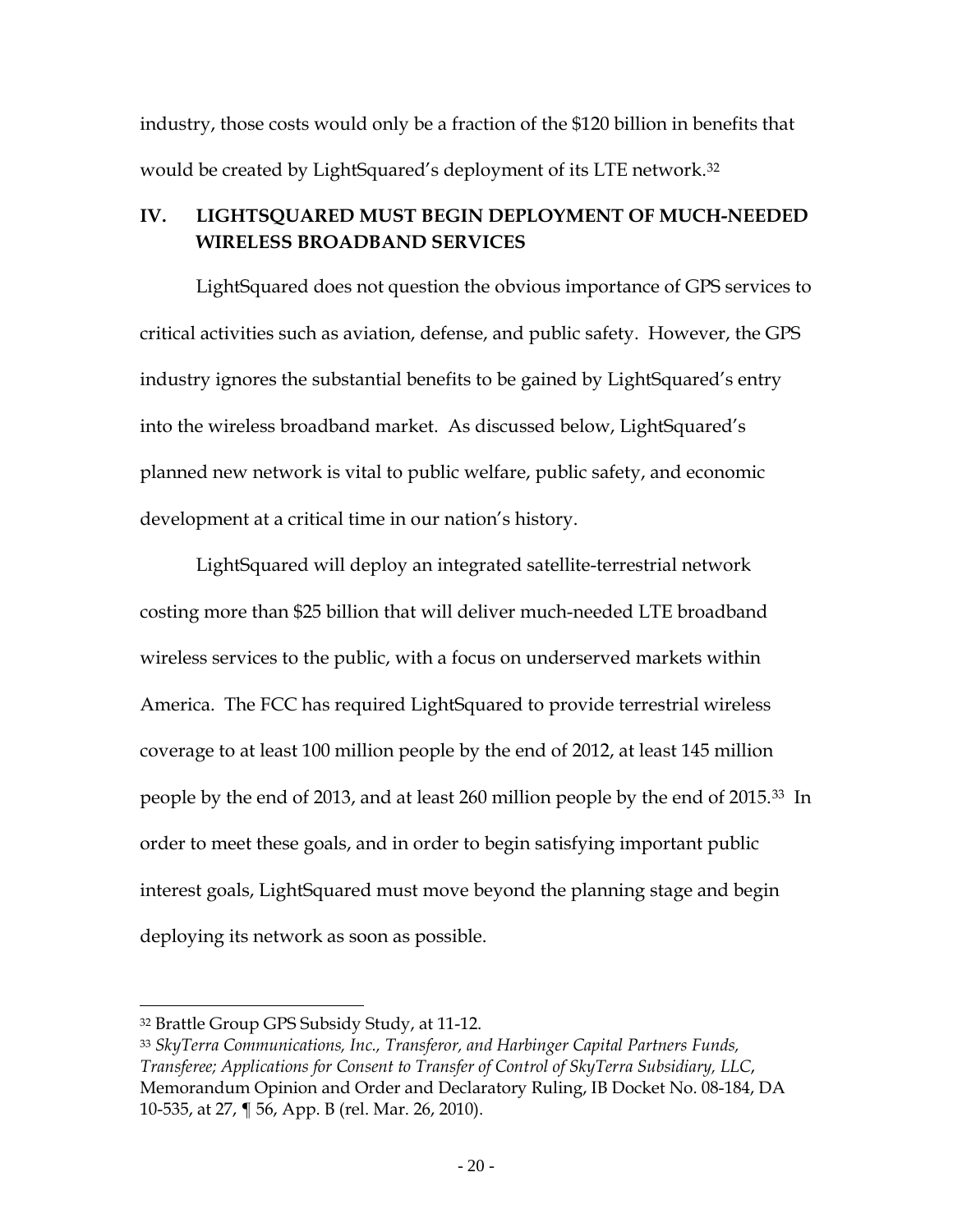industry, those costs would only be a fraction of the $120 billion in benefits that would be created by LightSquared's deployment of its LTE network.[32]

## IV. LIGHTSQUARED MUST BEGIN DEPLOYMENT OF MUCH-NEEDED WIRELESS BROADBAND SERVICES

LightSquared does not question the obvious importance of GPS services to critical activities such as aviation, defense, and public safety. However, the GPS industry ignores the substantial benefits to be gained by LightSquared's entry into the wireless broadband market. As discussed below, LightSquared's planned new network is vital to public welfare, public safety, and economic development at a critical time in our nation's history.

LightSquared will deploy an integrated satellite-terrestrial network costing more than $25 billion that will deliver much-needed LTE broadband wireless services to the public, with a focus on underserved markets within America. The FCC has required LightSquared to provide terrestrial wireless coverage to at least 100 million people by the end of 2012, at least 145 million people by the end of 2013, and at least 260 million people by the end of 2015.[33] In order to meet these goals, and in order to begin satisfying important public interest goals, LightSquared must move beyond the planning stage and begin deploying its network as soon as possible.

---

[32] Brattle Group GPS Subsidy Study, at 11-12.

[33] *SkyTerra Communications, Inc., Transferor, and Harbinger Capital Partners Funds, Transferee; Applications for Consent to Transfer of Control of SkyTerra Subsidiary, LLC*, Memorandum Opinion and Order and Declaratory Ruling, IB Docket No. 08-184, DA 10-535, at 27, ¶ 56, App. B (rel. Mar. 26, 2010).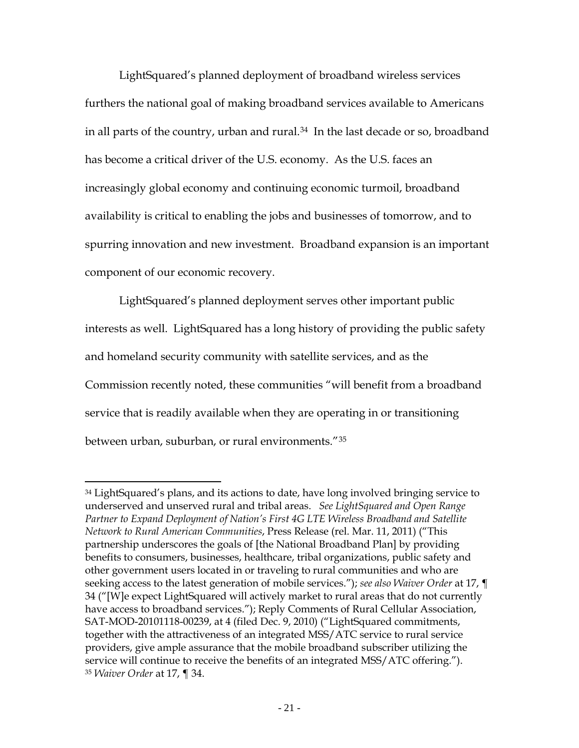LightSquared's planned deployment of broadband wireless services furthers the national goal of making broadband services available to Americans in all parts of the country, urban and rural.[34] In the last decade or so, broadband has become a critical driver of the U.S. economy. As the U.S. faces an increasingly global economy and continuing economic turmoil, broadband availability is critical to enabling the jobs and businesses of tomorrow, and to spurring innovation and new investment. Broadband expansion is an important component of our economic recovery.

LightSquared's planned deployment serves other important public interests as well. LightSquared has a long history of providing the public safety and homeland security community with satellite services, and as the Commission recently noted, these communities "will benefit from a broadband service that is readily available when they are operating in or transitioning between urban, suburban, or rural environments."[35]

---

[34] LightSquared's plans, and its actions to date, have long involved bringing service to underserved and unserved rural and tribal areas. *See LightSquared and Open Range Partner to Expand Deployment of Nation's First 4G LTE Wireless Broadband and Satellite Network to Rural American Communities*, Press Release (rel. Mar. 11, 2011) ("This partnership underscores the goals of [the National Broadband Plan] by providing benefits to consumers, businesses, healthcare, tribal organizations, public safety and other government users located in or traveling to rural communities and who are seeking access to the latest generation of mobile services."); *see also Waiver Order* at 17, ¶ 34 ("[W]e expect LightSquared will actively market to rural areas that do not currently have access to broadband services."); Reply Comments of Rural Cellular Association, SAT-MOD-20101118-00239, at 4 (filed Dec. 9, 2010) ("LightSquared commitments, together with the attractiveness of an integrated MSS/ATC service to rural service providers, give ample assurance that the mobile broadband subscriber utilizing the service will continue to receive the benefits of an integrated MSS/ATC offering.").

[35] *Waiver Order* at 17, ¶ 34.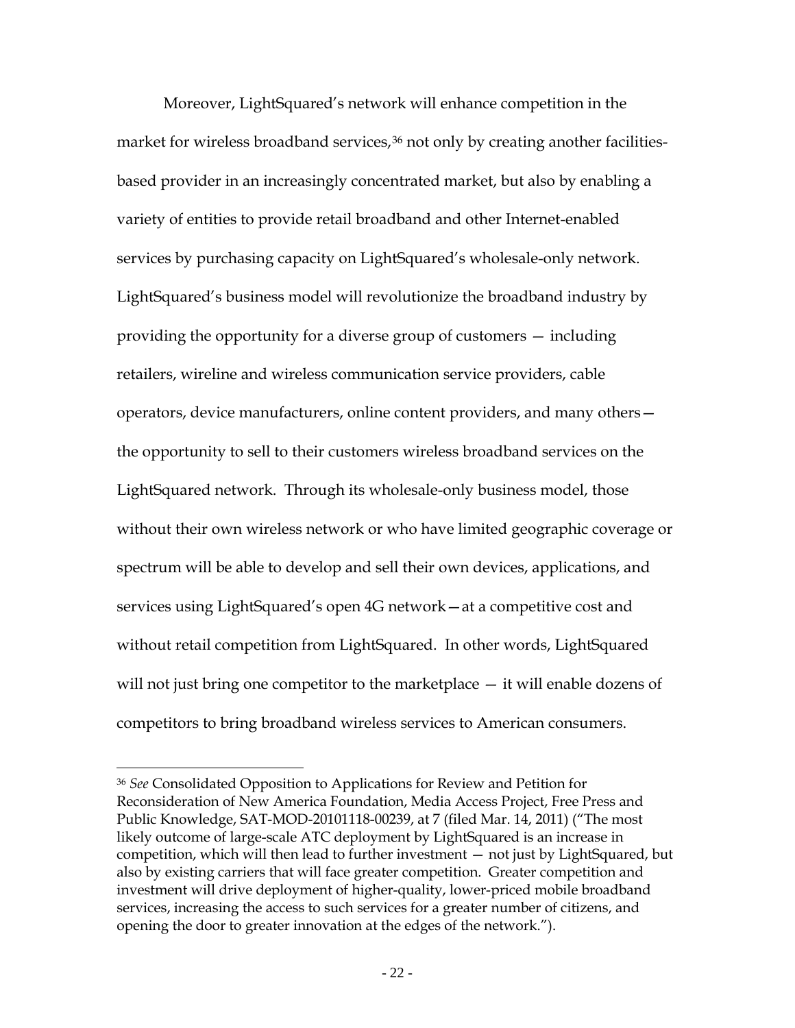Moreover, LightSquared's network will enhance competition in the market for wireless broadband services,[36] not only by creating another facilities-based provider in an increasingly concentrated market, but also by enabling a variety of entities to provide retail broadband and other Internet-enabled services by purchasing capacity on LightSquared's wholesale-only network. LightSquared's business model will revolutionize the broadband industry by providing the opportunity for a diverse group of customers — including retailers, wireline and wireless communication service providers, cable operators, device manufacturers, online content providers, and many others—the opportunity to sell to their customers wireless broadband services on the LightSquared network. Through its wholesale-only business model, those without their own wireless network or who have limited geographic coverage or spectrum will be able to develop and sell their own devices, applications, and services using LightSquared's open 4G network—at a competitive cost and without retail competition from LightSquared. In other words, LightSquared will not just bring one competitor to the marketplace — it will enable dozens of competitors to bring broadband wireless services to American consumers.

---

[36] *See* Consolidated Opposition to Applications for Review and Petition for Reconsideration of New America Foundation, Media Access Project, Free Press and Public Knowledge, SAT-MOD-20101118-00239, at 7 (filed Mar. 14, 2011) ("The most likely outcome of large-scale ATC deployment by LightSquared is an increase in competition, which will then lead to further investment — not just by LightSquared, but also by existing carriers that will face greater competition. Greater competition and investment will drive deployment of higher-quality, lower-priced mobile broadband services, increasing the access to such services for a greater number of citizens, and opening the door to greater innovation at the edges of the network.").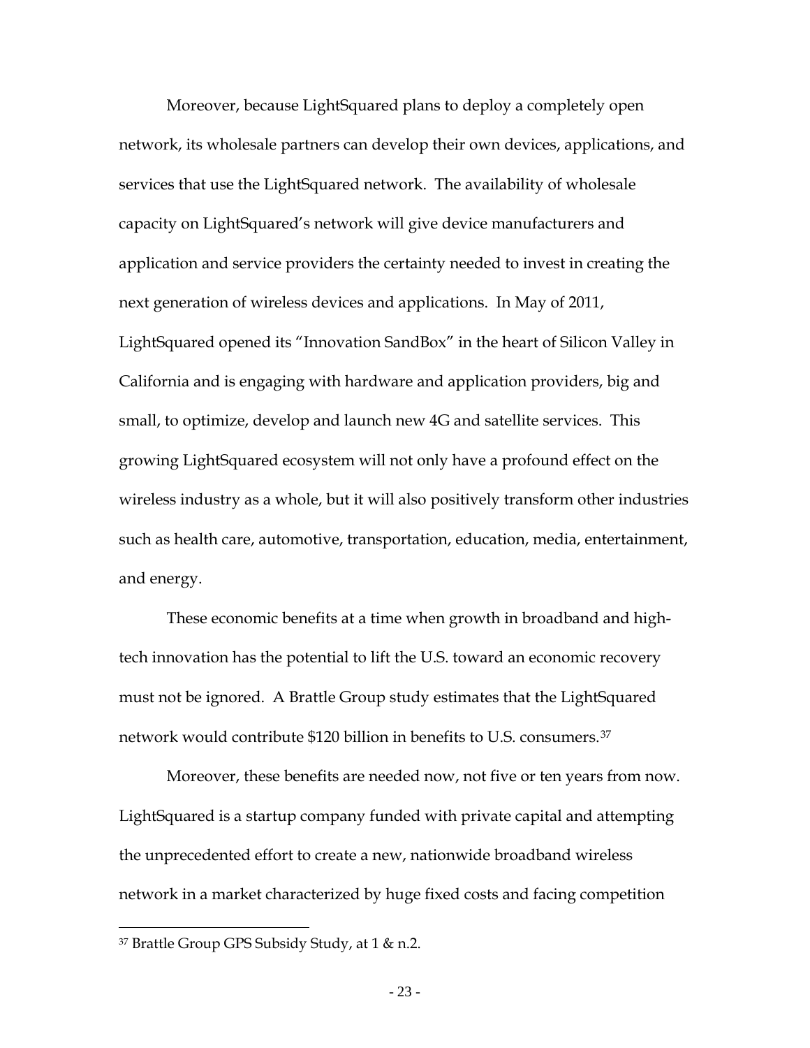Moreover, because LightSquared plans to deploy a completely open network, its wholesale partners can develop their own devices, applications, and services that use the LightSquared network. The availability of wholesale capacity on LightSquared's network will give device manufacturers and application and service providers the certainty needed to invest in creating the next generation of wireless devices and applications. In May of 2011, LightSquared opened its "Innovation SandBox" in the heart of Silicon Valley in California and is engaging with hardware and application providers, big and small, to optimize, develop and launch new 4G and satellite services. This growing LightSquared ecosystem will not only have a profound effect on the wireless industry as a whole, but it will also positively transform other industries such as health care, automotive, transportation, education, media, entertainment, and energy.

These economic benefits at a time when growth in broadband and high-tech innovation has the potential to lift the U.S. toward an economic recovery must not be ignored. A Brattle Group study estimates that the LightSquared network would contribute $120 billion in benefits to U.S. consumers.[37]

Moreover, these benefits are needed now, not five or ten years from now. LightSquared is a startup company funded with private capital and attempting the unprecedented effort to create a new, nationwide broadband wireless network in a market characterized by huge fixed costs and facing competition

[37] Brattle Group GPS Subsidy Study, at 1 & n.2.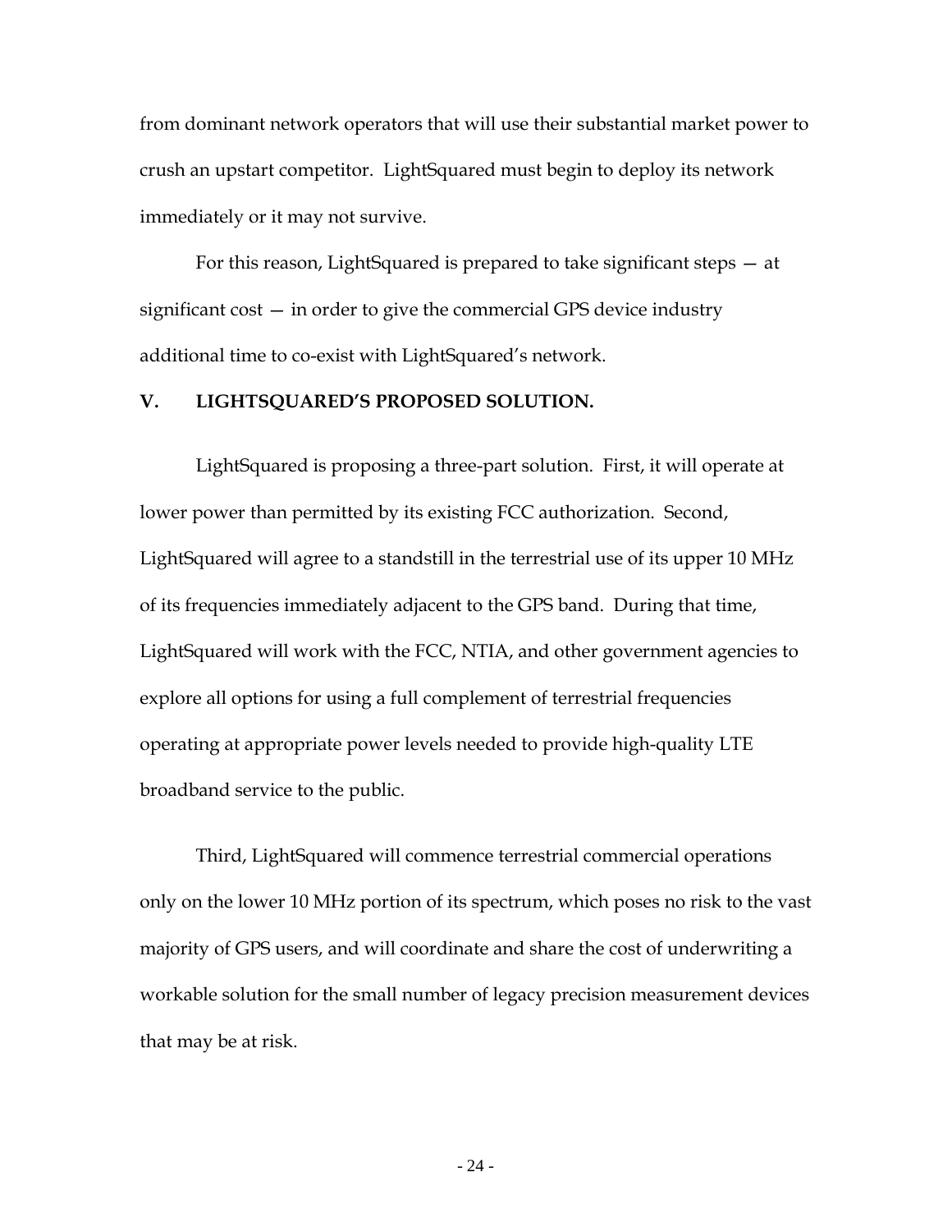from dominant network operators that will use their substantial market power to crush an upstart competitor. LightSquared must begin to deploy its network immediately or it may not survive.

For this reason, LightSquared is prepared to take significant steps — at significant cost — in order to give the commercial GPS device industry additional time to co-exist with LightSquared's network.

## V. LIGHTSQUARED'S PROPOSED SOLUTION.

LightSquared is proposing a three-part solution. First, it will operate at lower power than permitted by its existing FCC authorization. Second, LightSquared will agree to a standstill in the terrestrial use of its upper 10 MHz of its frequencies immediately adjacent to the GPS band. During that time, LightSquared will work with the FCC, NTIA, and other government agencies to explore all options for using a full complement of terrestrial frequencies operating at appropriate power levels needed to provide high-quality LTE broadband service to the public.

Third, LightSquared will commence terrestrial commercial operations only on the lower 10 MHz portion of its spectrum, which poses no risk to the vast majority of GPS users, and will coordinate and share the cost of underwriting a workable solution for the small number of legacy precision measurement devices that may be at risk.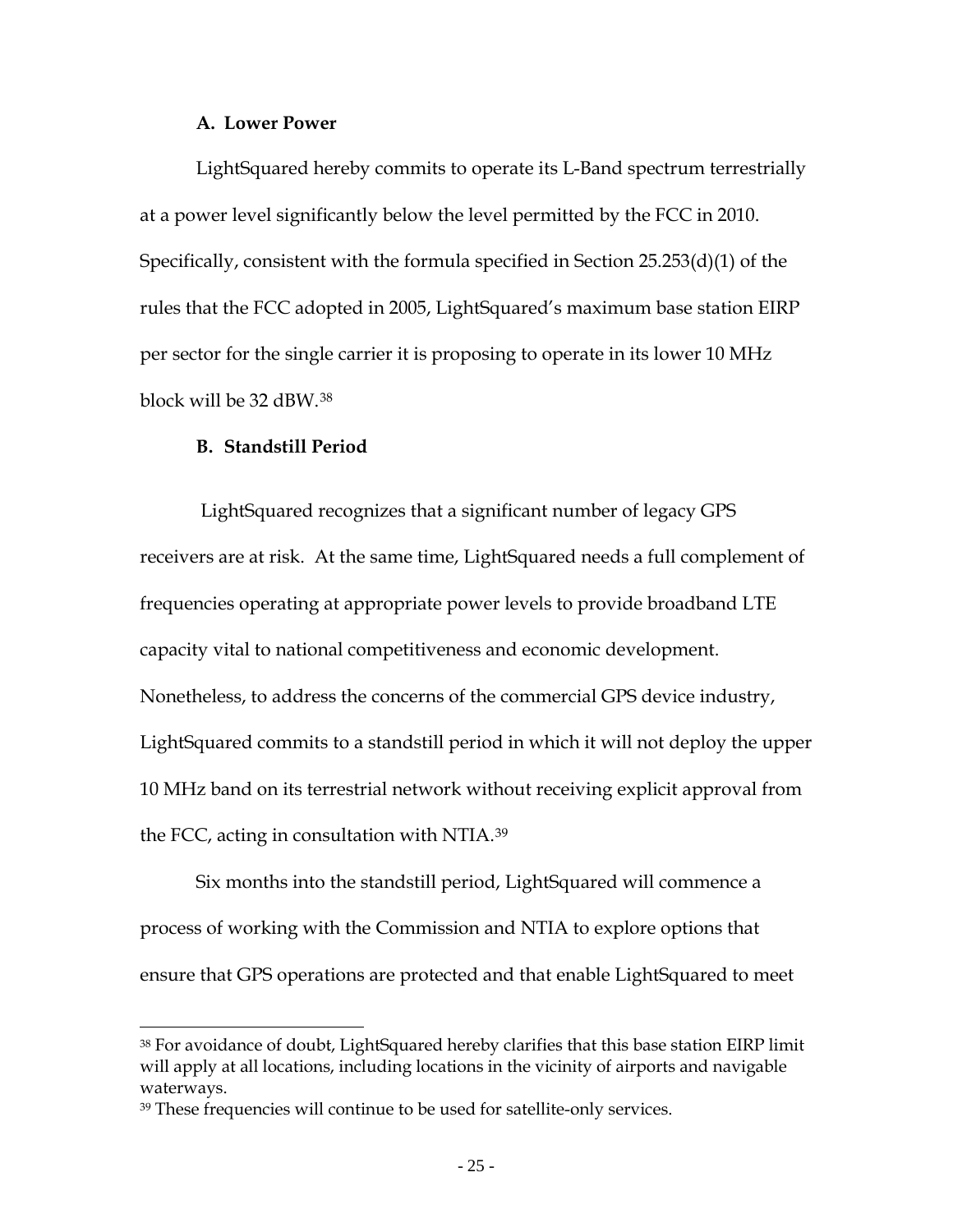### A. Lower Power

LightSquared hereby commits to operate its L-Band spectrum terrestrially at a power level significantly below the level permitted by the FCC in 2010. Specifically, consistent with the formula specified in Section 25.253(d)(1) of the rules that the FCC adopted in 2005, LightSquared's maximum base station EIRP per sector for the single carrier it is proposing to operate in its lower 10 MHz block will be 32 dBW.[38]

### B. Standstill Period

LightSquared recognizes that a significant number of legacy GPS receivers are at risk. At the same time, LightSquared needs a full complement of frequencies operating at appropriate power levels to provide broadband LTE capacity vital to national competitiveness and economic development. Nonetheless, to address the concerns of the commercial GPS device industry, LightSquared commits to a standstill period in which it will not deploy the upper 10 MHz band on its terrestrial network without receiving explicit approval from the FCC, acting in consultation with NTIA.[39]

Six months into the standstill period, LightSquared will commence a process of working with the Commission and NTIA to explore options that ensure that GPS operations are protected and that enable LightSquared to meet

---

[38] For avoidance of doubt, LightSquared hereby clarifies that this base station EIRP limit will apply at all locations, including locations in the vicinity of airports and navigable waterways.

[39] These frequencies will continue to be used for satellite-only services.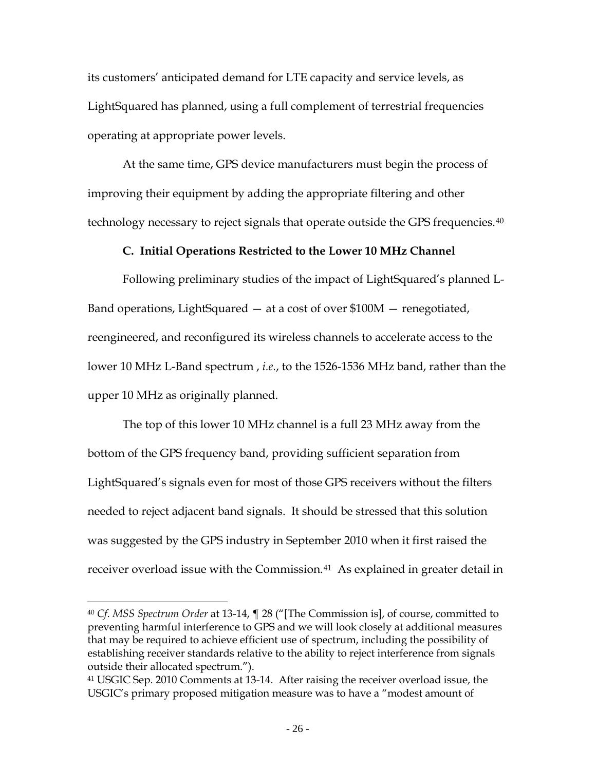its customers' anticipated demand for LTE capacity and service levels, as LightSquared has planned, using a full complement of terrestrial frequencies operating at appropriate power levels.

At the same time, GPS device manufacturers must begin the process of improving their equipment by adding the appropriate filtering and other technology necessary to reject signals that operate outside the GPS frequencies.[40]

### C. Initial Operations Restricted to the Lower 10 MHz Channel

Following preliminary studies of the impact of LightSquared's planned L-Band operations, LightSquared — at a cost of over $100M — renegotiated, reengineered, and reconfigured its wireless channels to accelerate access to the lower 10 MHz L-Band spectrum , *i.e.*, to the 1526-1536 MHz band, rather than the upper 10 MHz as originally planned.

The top of this lower 10 MHz channel is a full 23 MHz away from the bottom of the GPS frequency band, providing sufficient separation from LightSquared's signals even for most of those GPS receivers without the filters needed to reject adjacent band signals. It should be stressed that this solution was suggested by the GPS industry in September 2010 when it first raised the receiver overload issue with the Commission.[41] As explained in greater detail in

---

[40] *Cf. MSS Spectrum Order* at 13-14, ¶ 28 ("[The Commission is], of course, committed to preventing harmful interference to GPS and we will look closely at additional measures that may be required to achieve efficient use of spectrum, including the possibility of establishing receiver standards relative to the ability to reject interference from signals outside their allocated spectrum.").

[41] USGIC Sep. 2010 Comments at 13-14. After raising the receiver overload issue, the USGIC's primary proposed mitigation measure was to have a "modest amount of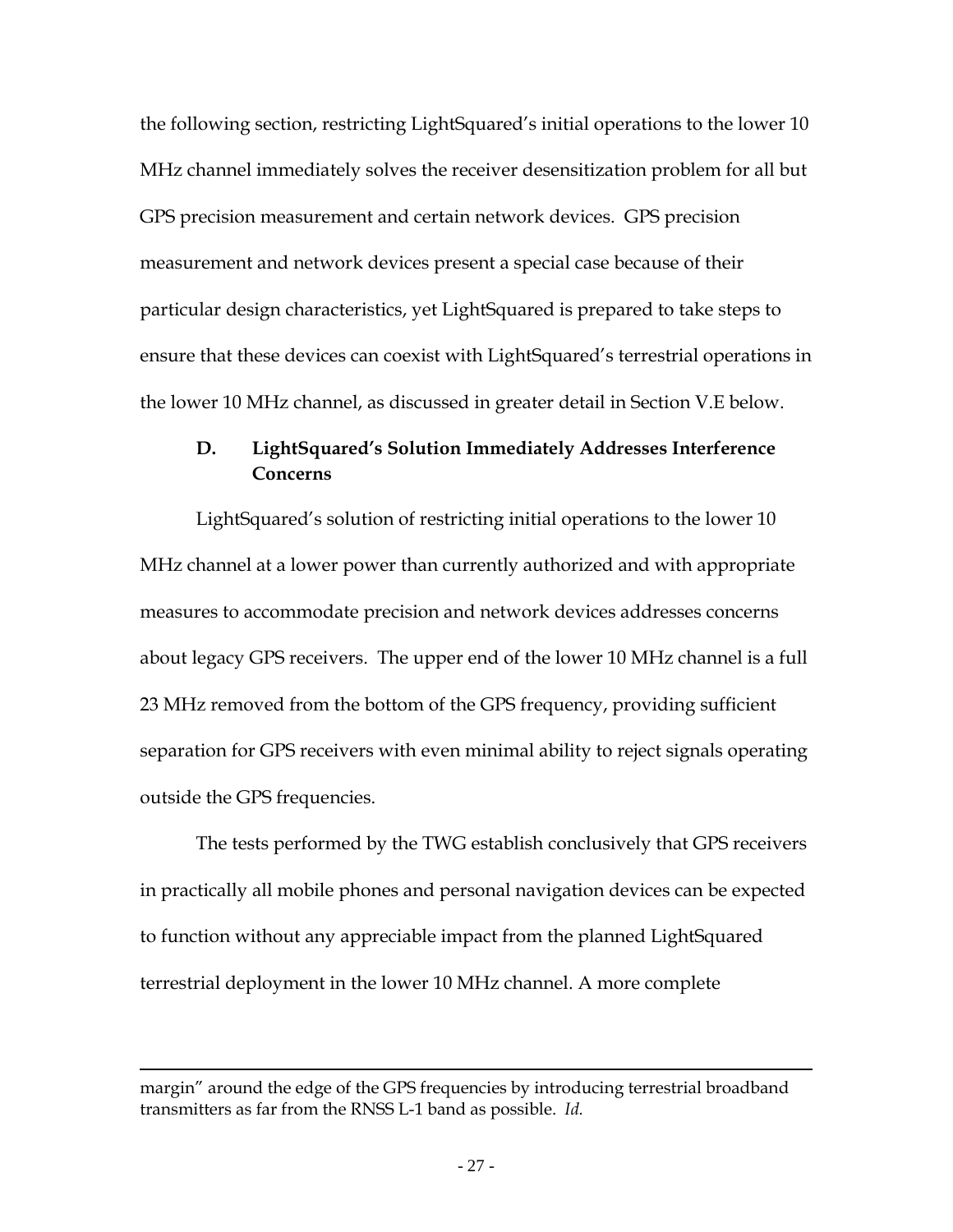the following section, restricting LightSquared's initial operations to the lower 10 MHz channel immediately solves the receiver desensitization problem for all but GPS precision measurement and certain network devices. GPS precision measurement and network devices present a special case because of their particular design characteristics, yet LightSquared is prepared to take steps to ensure that these devices can coexist with LightSquared's terrestrial operations in the lower 10 MHz channel, as discussed in greater detail in Section V.E below.

### D. LightSquared's Solution Immediately Addresses Interference Concerns

LightSquared's solution of restricting initial operations to the lower 10 MHz channel at a lower power than currently authorized and with appropriate measures to accommodate precision and network devices addresses concerns about legacy GPS receivers. The upper end of the lower 10 MHz channel is a full 23 MHz removed from the bottom of the GPS frequency, providing sufficient separation for GPS receivers with even minimal ability to reject signals operating outside the GPS frequencies.

The tests performed by the TWG establish conclusively that GPS receivers in practically all mobile phones and personal navigation devices can be expected to function without any appreciable impact from the planned LightSquared terrestrial deployment in the lower 10 MHz channel. A more complete

---

margin" around the edge of the GPS frequencies by introducing terrestrial broadband transmitters as far from the RNSS L-1 band as possible. *Id.*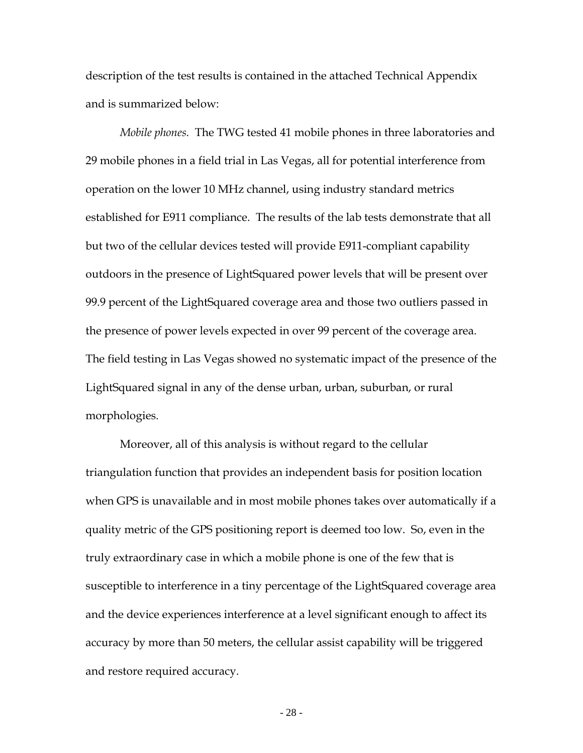description of the test results is contained in the attached Technical Appendix and is summarized below:

*Mobile phones.* The TWG tested 41 mobile phones in three laboratories and 29 mobile phones in a field trial in Las Vegas, all for potential interference from operation on the lower 10 MHz channel, using industry standard metrics established for E911 compliance. The results of the lab tests demonstrate that all but two of the cellular devices tested will provide E911-compliant capability outdoors in the presence of LightSquared power levels that will be present over 99.9 percent of the LightSquared coverage area and those two outliers passed in the presence of power levels expected in over 99 percent of the coverage area. The field testing in Las Vegas showed no systematic impact of the presence of the LightSquared signal in any of the dense urban, urban, suburban, or rural morphologies.

Moreover, all of this analysis is without regard to the cellular triangulation function that provides an independent basis for position location when GPS is unavailable and in most mobile phones takes over automatically if a quality metric of the GPS positioning report is deemed too low. So, even in the truly extraordinary case in which a mobile phone is one of the few that is susceptible to interference in a tiny percentage of the LightSquared coverage area and the device experiences interference at a level significant enough to affect its accuracy by more than 50 meters, the cellular assist capability will be triggered and restore required accuracy.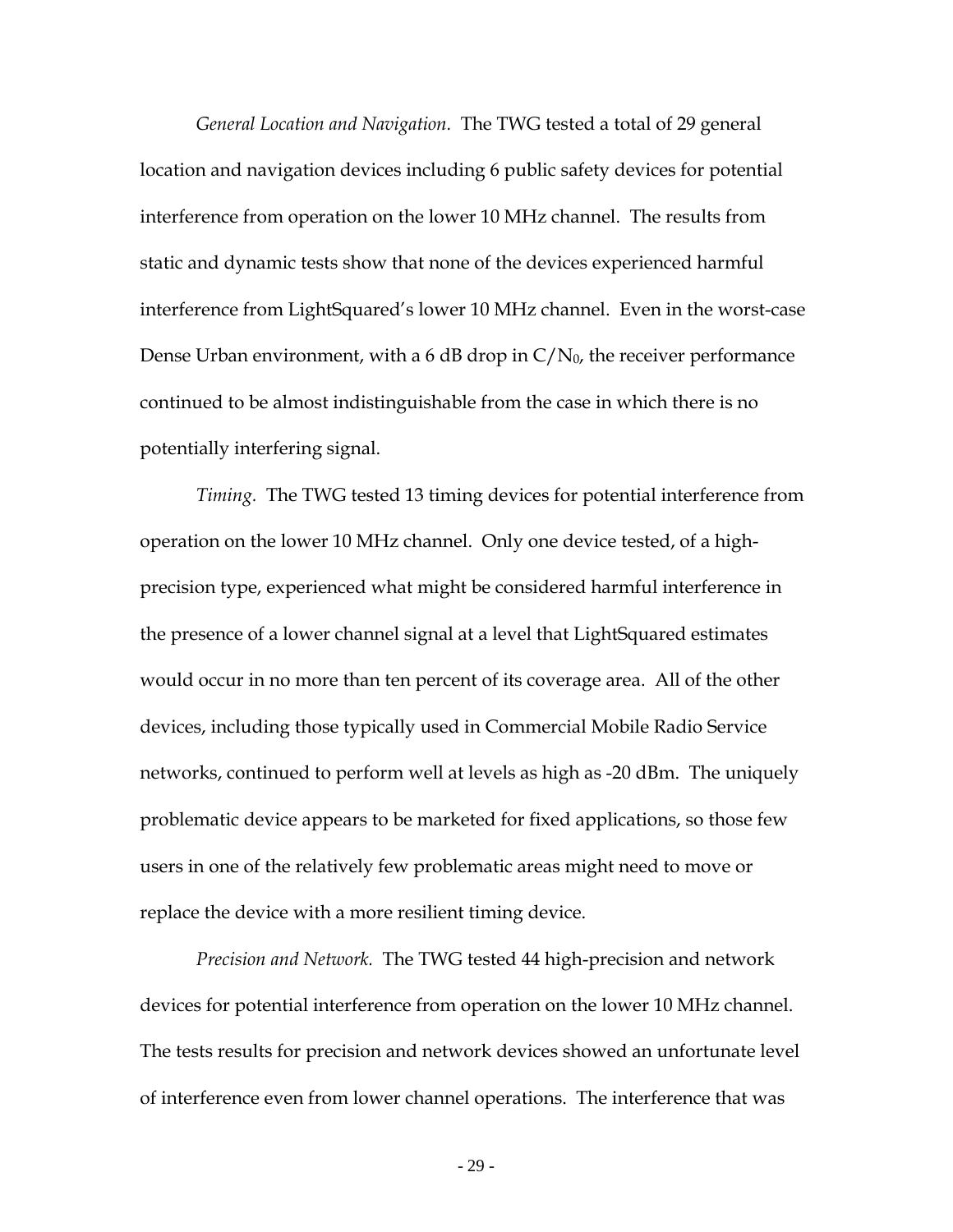*General Location and Navigation.* The TWG tested a total of 29 general location and navigation devices including 6 public safety devices for potential interference from operation on the lower 10 MHz channel. The results from static and dynamic tests show that none of the devices experienced harmful interference from LightSquared's lower 10 MHz channel. Even in the worst-case Dense Urban environment, with a 6 dB drop in $C/N_0$, the receiver performance continued to be almost indistinguishable from the case in which there is no potentially interfering signal.

*Timing.* The TWG tested 13 timing devices for potential interference from operation on the lower 10 MHz channel. Only one device tested, of a high-precision type, experienced what might be considered harmful interference in the presence of a lower channel signal at a level that LightSquared estimates would occur in no more than ten percent of its coverage area. All of the other devices, including those typically used in Commercial Mobile Radio Service networks, continued to perform well at levels as high as -20 dBm. The uniquely problematic device appears to be marketed for fixed applications, so those few users in one of the relatively few problematic areas might need to move or replace the device with a more resilient timing device.

*Precision and Network.* The TWG tested 44 high-precision and network devices for potential interference from operation on the lower 10 MHz channel. The tests results for precision and network devices showed an unfortunate level of interference even from lower channel operations. The interference that was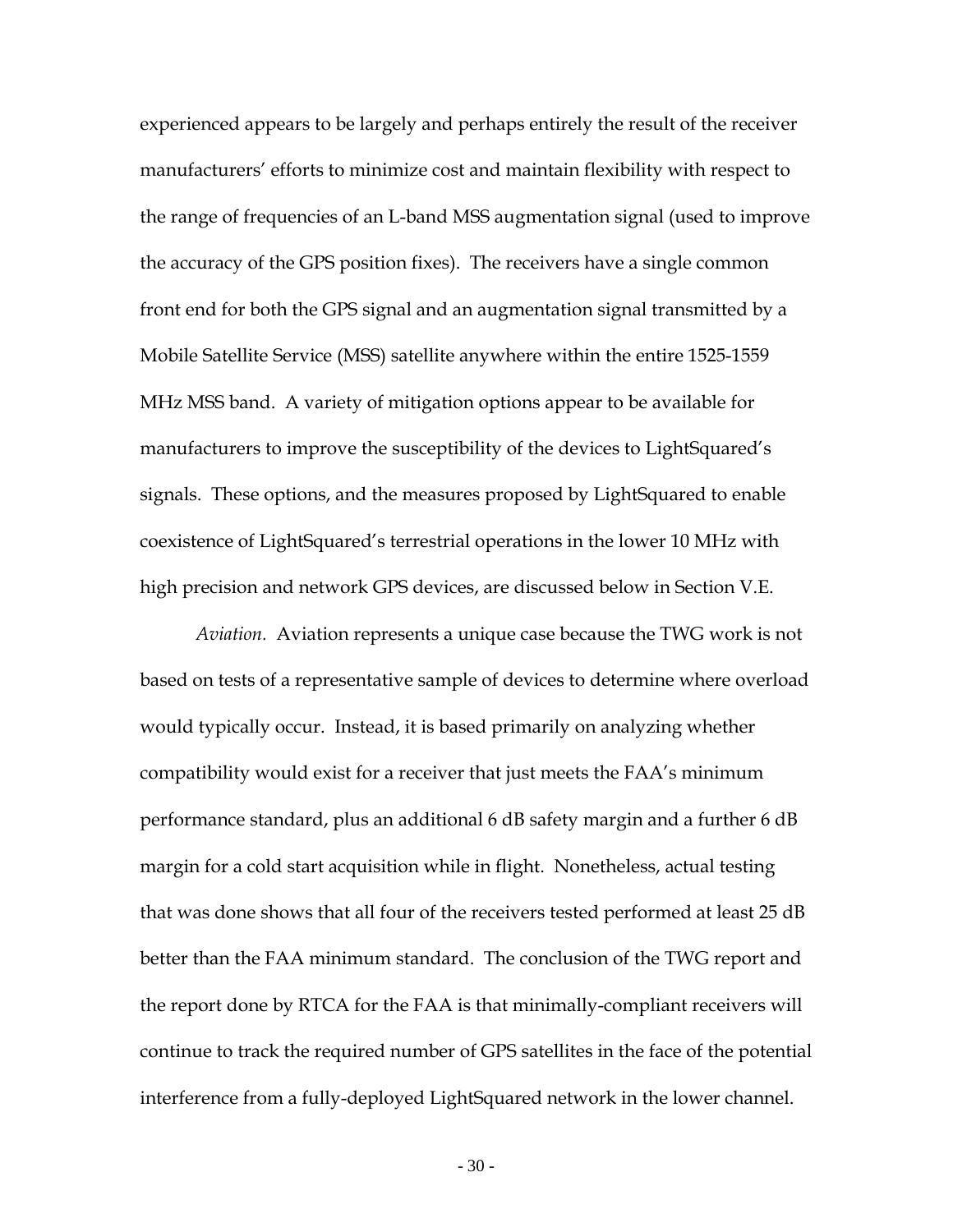experienced appears to be largely and perhaps entirely the result of the receiver manufacturers' efforts to minimize cost and maintain flexibility with respect to the range of frequencies of an L-band MSS augmentation signal (used to improve the accuracy of the GPS position fixes). The receivers have a single common front end for both the GPS signal and an augmentation signal transmitted by a Mobile Satellite Service (MSS) satellite anywhere within the entire 1525-1559 MHz MSS band. A variety of mitigation options appear to be available for manufacturers to improve the susceptibility of the devices to LightSquared's signals. These options, and the measures proposed by LightSquared to enable coexistence of LightSquared's terrestrial operations in the lower 10 MHz with high precision and network GPS devices, are discussed below in Section V.E.

*Aviation.* Aviation represents a unique case because the TWG work is not based on tests of a representative sample of devices to determine where overload would typically occur. Instead, it is based primarily on analyzing whether compatibility would exist for a receiver that just meets the FAA's minimum performance standard, plus an additional 6 dB safety margin and a further 6 dB margin for a cold start acquisition while in flight. Nonetheless, actual testing that was done shows that all four of the receivers tested performed at least 25 dB better than the FAA minimum standard. The conclusion of the TWG report and the report done by RTCA for the FAA is that minimally-compliant receivers will continue to track the required number of GPS satellites in the face of the potential interference from a fully-deployed LightSquared network in the lower channel.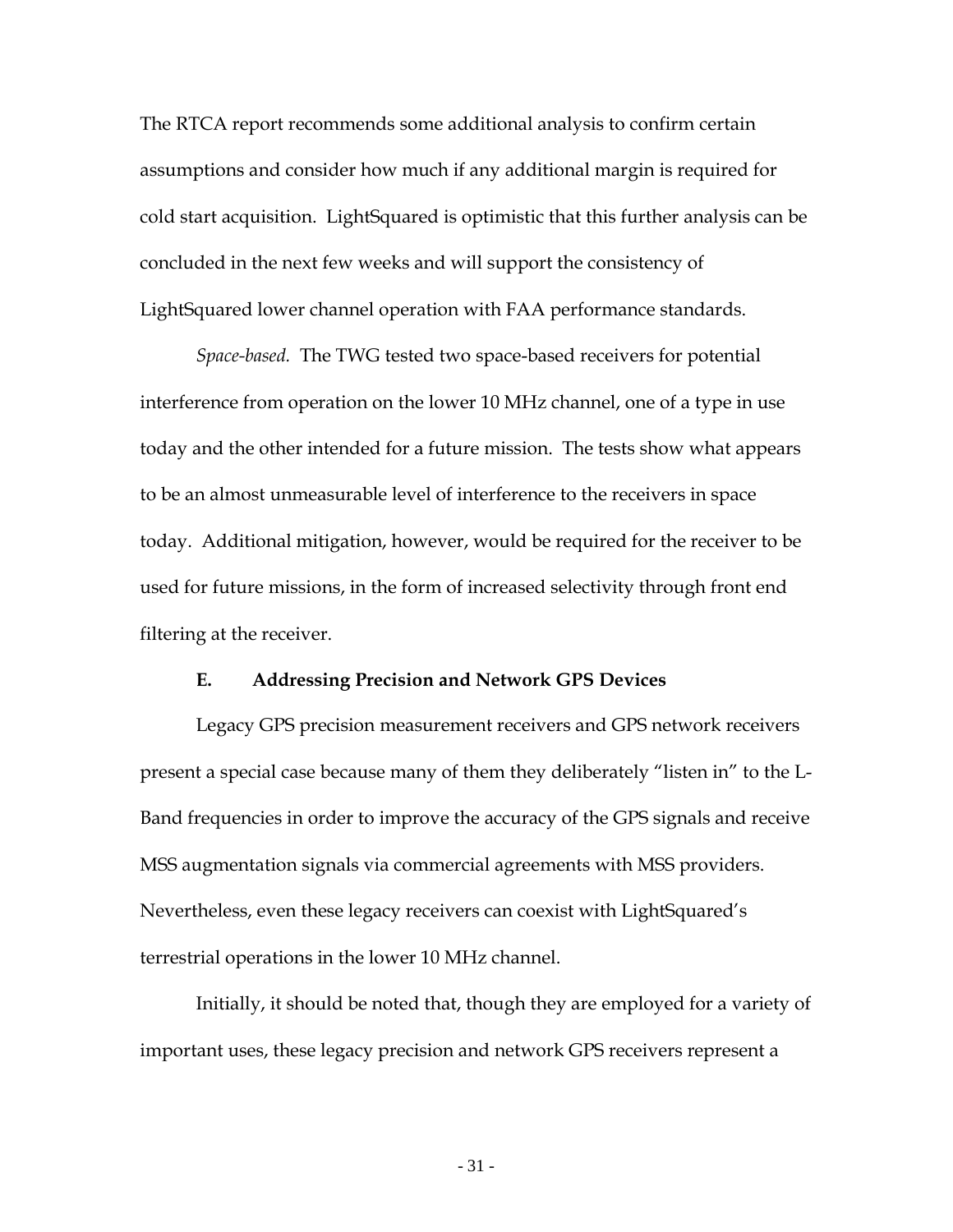The RTCA report recommends some additional analysis to confirm certain assumptions and consider how much if any additional margin is required for cold start acquisition. LightSquared is optimistic that this further analysis can be concluded in the next few weeks and will support the consistency of LightSquared lower channel operation with FAA performance standards.

*Space-based.* The TWG tested two space-based receivers for potential interference from operation on the lower 10 MHz channel, one of a type in use today and the other intended for a future mission. The tests show what appears to be an almost unmeasurable level of interference to the receivers in space today. Additional mitigation, however, would be required for the receiver to be used for future missions, in the form of increased selectivity through front end filtering at the receiver.

### E. Addressing Precision and Network GPS Devices

Legacy GPS precision measurement receivers and GPS network receivers present a special case because many of them they deliberately "listen in" to the L-Band frequencies in order to improve the accuracy of the GPS signals and receive MSS augmentation signals via commercial agreements with MSS providers. Nevertheless, even these legacy receivers can coexist with LightSquared's terrestrial operations in the lower 10 MHz channel.

Initially, it should be noted that, though they are employed for a variety of important uses, these legacy precision and network GPS receivers represent a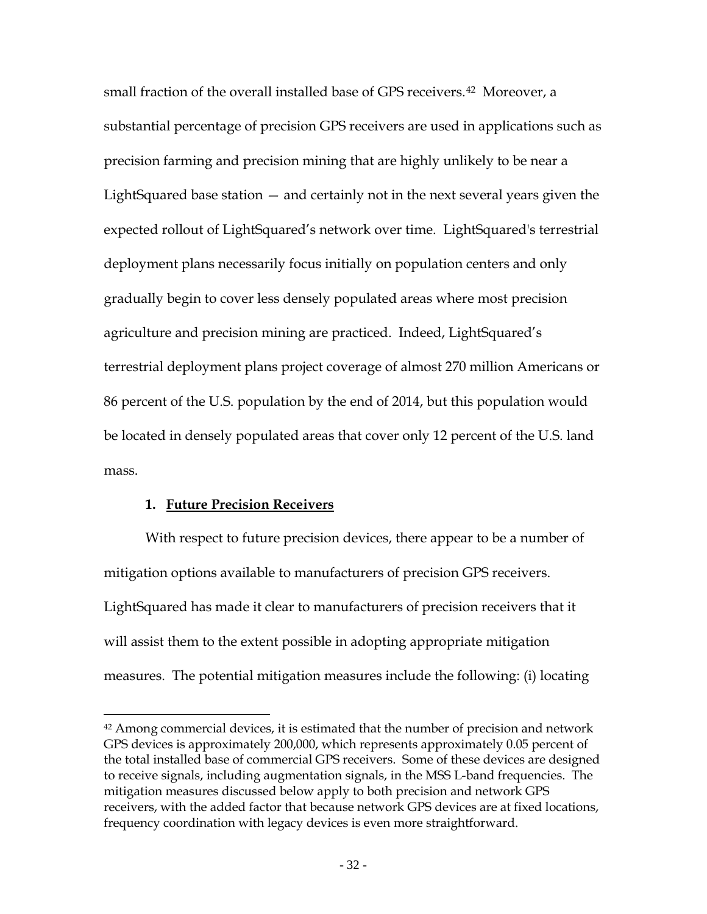small fraction of the overall installed base of GPS receivers.[42] Moreover, a substantial percentage of precision GPS receivers are used in applications such as precision farming and precision mining that are highly unlikely to be near a LightSquared base station — and certainly not in the next several years given the expected rollout of LightSquared's network over time. LightSquared's terrestrial deployment plans necessarily focus initially on population centers and only gradually begin to cover less densely populated areas where most precision agriculture and precision mining are practiced. Indeed, LightSquared's terrestrial deployment plans project coverage of almost 270 million Americans or 86 percent of the U.S. population by the end of 2014, but this population would be located in densely populated areas that cover only 12 percent of the U.S. land mass.

### 1. Future Precision Receivers

With respect to future precision devices, there appear to be a number of mitigation options available to manufacturers of precision GPS receivers. LightSquared has made it clear to manufacturers of precision receivers that it will assist them to the extent possible in adopting appropriate mitigation measures. The potential mitigation measures include the following: (i) locating

---

[42] Among commercial devices, it is estimated that the number of precision and network GPS devices is approximately 200,000, which represents approximately 0.05 percent of the total installed base of commercial GPS receivers. Some of these devices are designed to receive signals, including augmentation signals, in the MSS L-band frequencies. The mitigation measures discussed below apply to both precision and network GPS receivers, with the added factor that because network GPS devices are at fixed locations, frequency coordination with legacy devices is even more straightforward.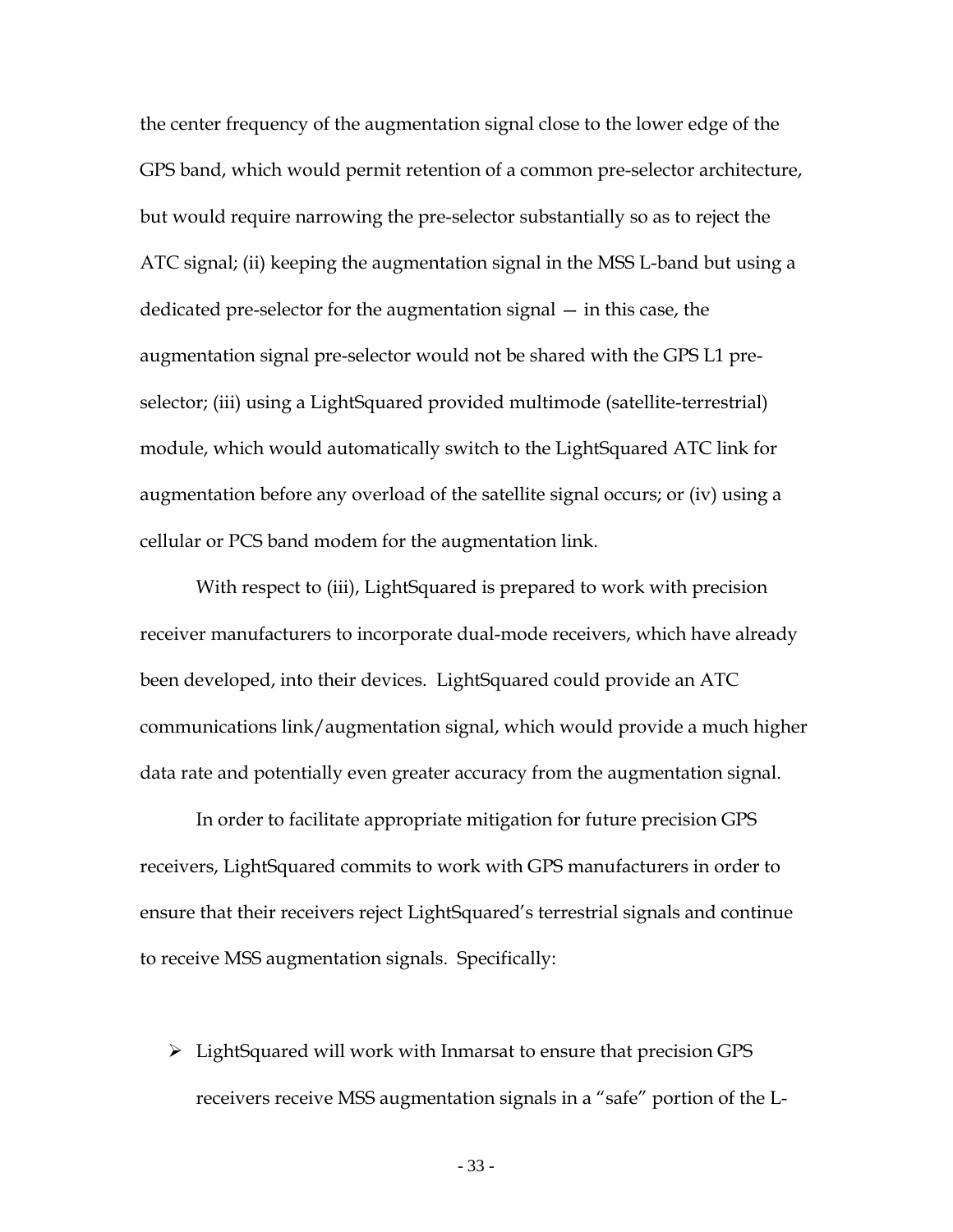the center frequency of the augmentation signal close to the lower edge of the GPS band, which would permit retention of a common pre-selector architecture, but would require narrowing the pre-selector substantially so as to reject the ATC signal; (ii) keeping the augmentation signal in the MSS L-band but using a dedicated pre-selector for the augmentation signal — in this case, the augmentation signal pre-selector would not be shared with the GPS L1 pre-selector; (iii) using a LightSquared provided multimode (satellite-terrestrial) module, which would automatically switch to the LightSquared ATC link for augmentation before any overload of the satellite signal occurs; or (iv) using a cellular or PCS band modem for the augmentation link.

With respect to (iii), LightSquared is prepared to work with precision receiver manufacturers to incorporate dual-mode receivers, which have already been developed, into their devices. LightSquared could provide an ATC communications link/augmentation signal, which would provide a much higher data rate and potentially even greater accuracy from the augmentation signal.

In order to facilitate appropriate mitigation for future precision GPS receivers, LightSquared commits to work with GPS manufacturers in order to ensure that their receivers reject LightSquared's terrestrial signals and continue to receive MSS augmentation signals. Specifically:

- LightSquared will work with Inmarsat to ensure that precision GPS receivers receive MSS augmentation signals in a "safe" portion of the L-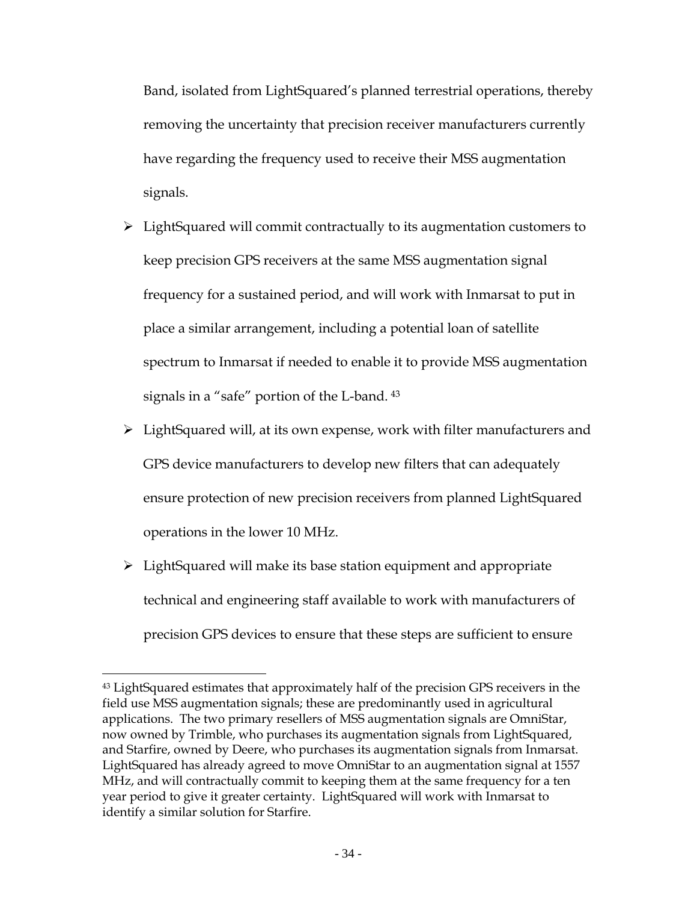Band, isolated from LightSquared's planned terrestrial operations, thereby removing the uncertainty that precision receiver manufacturers currently have regarding the frequency used to receive their MSS augmentation signals.

- LightSquared will commit contractually to its augmentation customers to keep precision GPS receivers at the same MSS augmentation signal frequency for a sustained period, and will work with Inmarsat to put in place a similar arrangement, including a potential loan of satellite spectrum to Inmarsat if needed to enable it to provide MSS augmentation signals in a "safe" portion of the L-band. [43]
- LightSquared will, at its own expense, work with filter manufacturers and GPS device manufacturers to develop new filters that can adequately ensure protection of new precision receivers from planned LightSquared operations in the lower 10 MHz.
- LightSquared will make its base station equipment and appropriate technical and engineering staff available to work with manufacturers of precision GPS devices to ensure that these steps are sufficient to ensure

---

[43] LightSquared estimates that approximately half of the precision GPS receivers in the field use MSS augmentation signals; these are predominantly used in agricultural applications. The two primary resellers of MSS augmentation signals are OmniStar, now owned by Trimble, who purchases its augmentation signals from LightSquared, and Starfire, owned by Deere, who purchases its augmentation signals from Inmarsat. LightSquared has already agreed to move OmniStar to an augmentation signal at 1557 MHz, and will contractually commit to keeping them at the same frequency for a ten year period to give it greater certainty. LightSquared will work with Inmarsat to identify a similar solution for Starfire.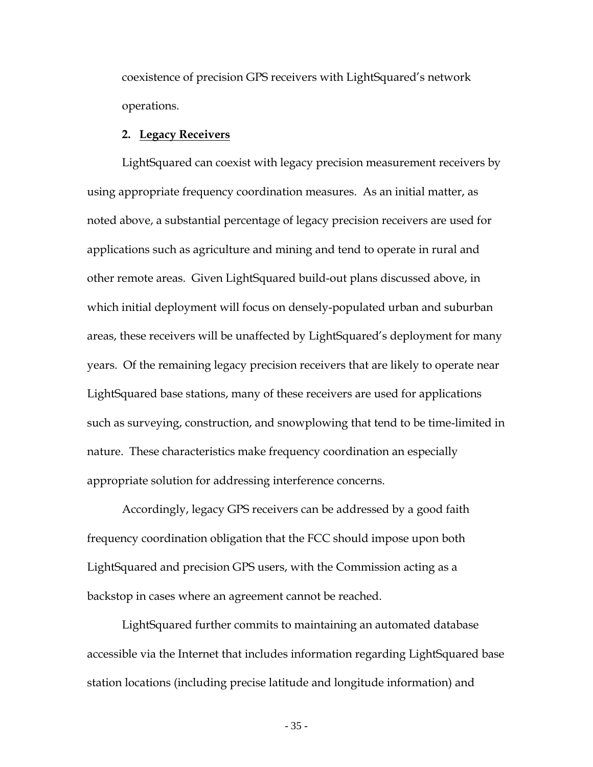coexistence of precision GPS receivers with LightSquared's network operations.

**2. Legacy Receivers**

LightSquared can coexist with legacy precision measurement receivers by using appropriate frequency coordination measures. As an initial matter, as noted above, a substantial percentage of legacy precision receivers are used for applications such as agriculture and mining and tend to operate in rural and other remote areas. Given LightSquared build-out plans discussed above, in which initial deployment will focus on densely-populated urban and suburban areas, these receivers will be unaffected by LightSquared's deployment for many years. Of the remaining legacy precision receivers that are likely to operate near LightSquared base stations, many of these receivers are used for applications such as surveying, construction, and snowplowing that tend to be time-limited in nature. These characteristics make frequency coordination an especially appropriate solution for addressing interference concerns.

Accordingly, legacy GPS receivers can be addressed by a good faith frequency coordination obligation that the FCC should impose upon both LightSquared and precision GPS users, with the Commission acting as a backstop in cases where an agreement cannot be reached.

LightSquared further commits to maintaining an automated database accessible via the Internet that includes information regarding LightSquared base station locations (including precise latitude and longitude information) and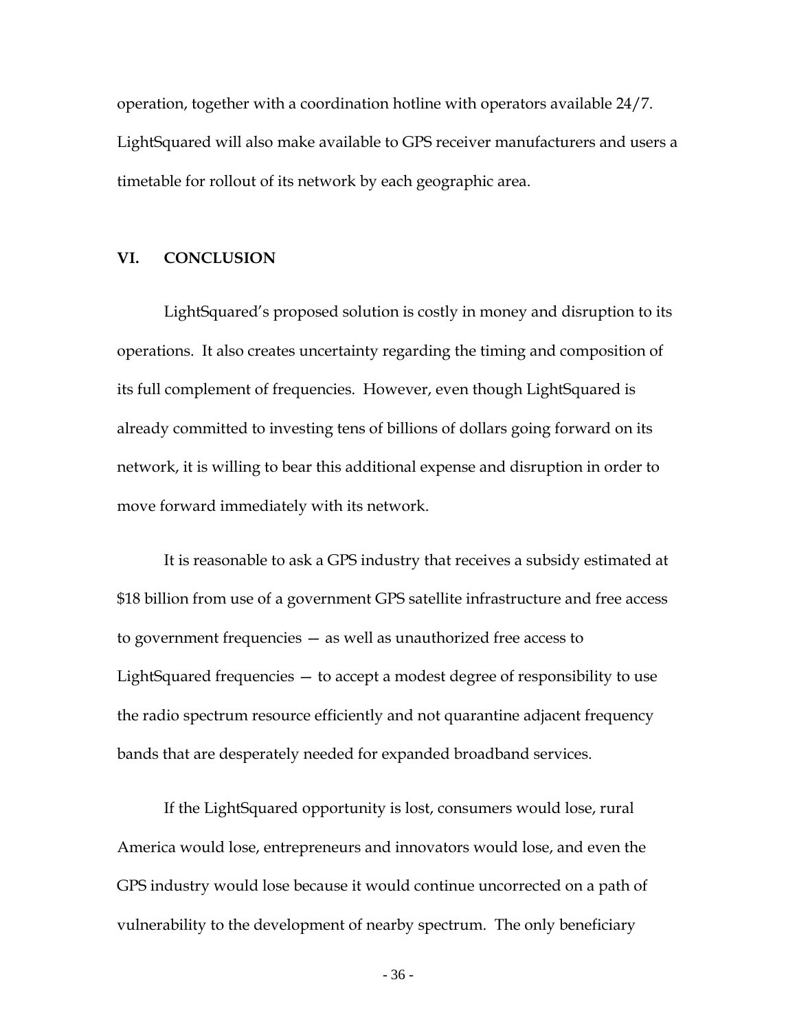operation, together with a coordination hotline with operators available 24/7. LightSquared will also make available to GPS receiver manufacturers and users a timetable for rollout of its network by each geographic area.

## VI. CONCLUSION

LightSquared's proposed solution is costly in money and disruption to its operations. It also creates uncertainty regarding the timing and composition of its full complement of frequencies. However, even though LightSquared is already committed to investing tens of billions of dollars going forward on its network, it is willing to bear this additional expense and disruption in order to move forward immediately with its network.

It is reasonable to ask a GPS industry that receives a subsidy estimated at $18 billion from use of a government GPS satellite infrastructure and free access to government frequencies — as well as unauthorized free access to LightSquared frequencies — to accept a modest degree of responsibility to use the radio spectrum resource efficiently and not quarantine adjacent frequency bands that are desperately needed for expanded broadband services.

If the LightSquared opportunity is lost, consumers would lose, rural America would lose, entrepreneurs and innovators would lose, and even the GPS industry would lose because it would continue uncorrected on a path of vulnerability to the development of nearby spectrum. The only beneficiary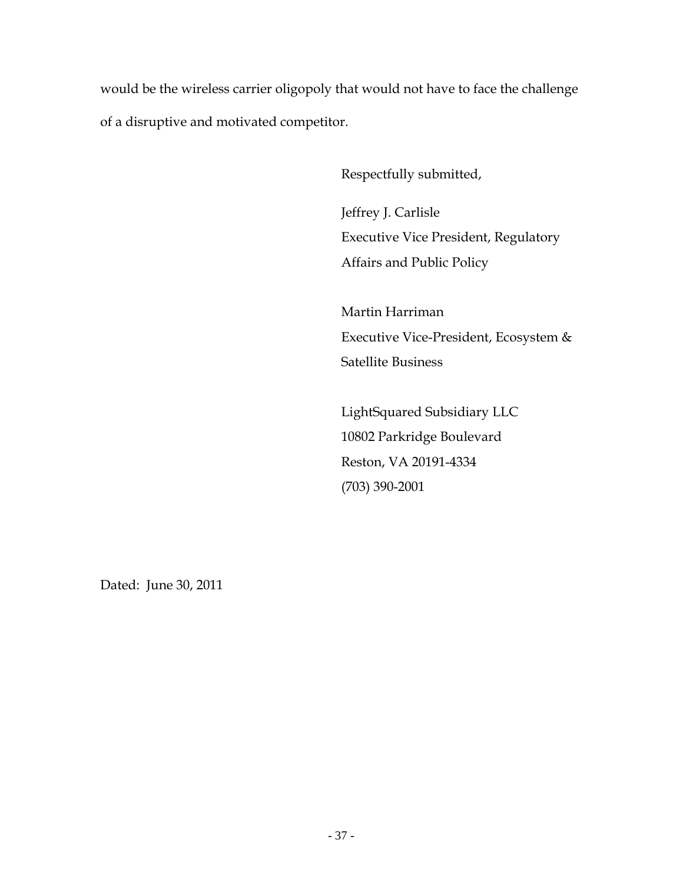would be the wireless carrier oligopoly that would not have to face the challenge of a disruptive and motivated competitor.

Respectfully submitted,

Jeffrey J. Carlisle
Executive Vice President, Regulatory Affairs and Public Policy

Martin Harriman
Executive Vice-President, Ecosystem & Satellite Business

LightSquared Subsidiary LLC
10802 Parkridge Boulevard
Reston, VA 20191-4334
(703) 390-2001

Dated: June 30, 2011